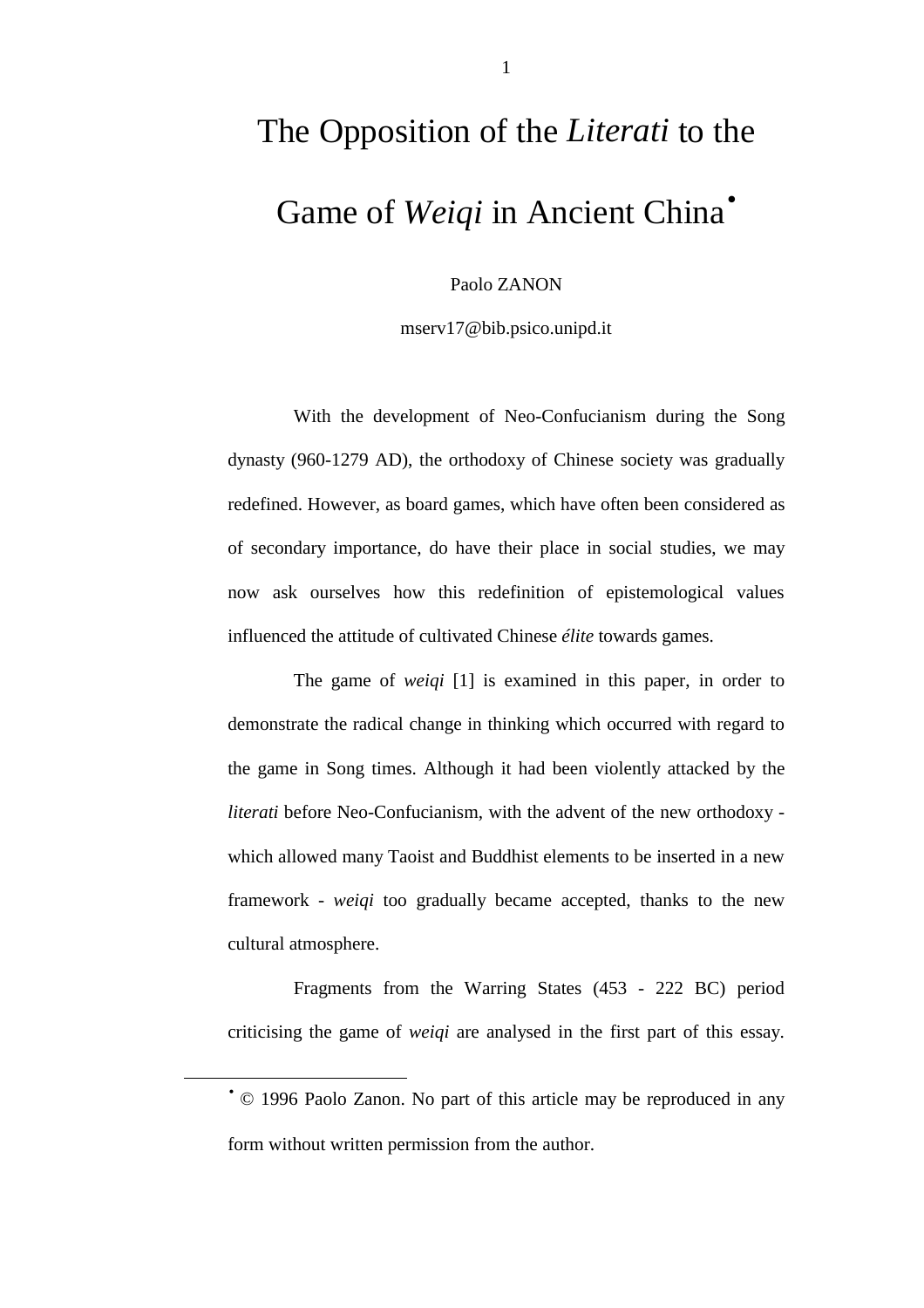# The Opposition of the *Literati* to the Game of *Weiqi* in Ancient China[•]

Paolo ZANON

mserv17@bib.psico.unipd.it

With the development of Neo-Confucianism during the Song dynasty (960-1279 AD), the orthodoxy of Chinese society was gradually redefined. However, as board games, which have often been considered as of secondary importance, do have their place in social studies, we may now ask ourselves how this redefinition of epistemological values influenced the attitude of cultivated Chinese *élite* towards games.

The game of *weiqi* [1] is examined in this paper, in order to demonstrate the radical change in thinking which occurred with regard to the game in Song times. Although it had been violently attacked by the *literati* before Neo-Confucianism, with the advent of the new orthodoxy - which allowed many Taoist and Buddhist elements to be inserted in a new framework - *weiqi* too gradually became accepted, thanks to the new cultural atmosphere.

Fragments from the Warring States (453 - 222 BC) period criticising the game of *weiqi* are analysed in the first part of this essay.

[•] © 1996 Paolo Zanon. No part of this article may be reproduced in any form without written permission from the author.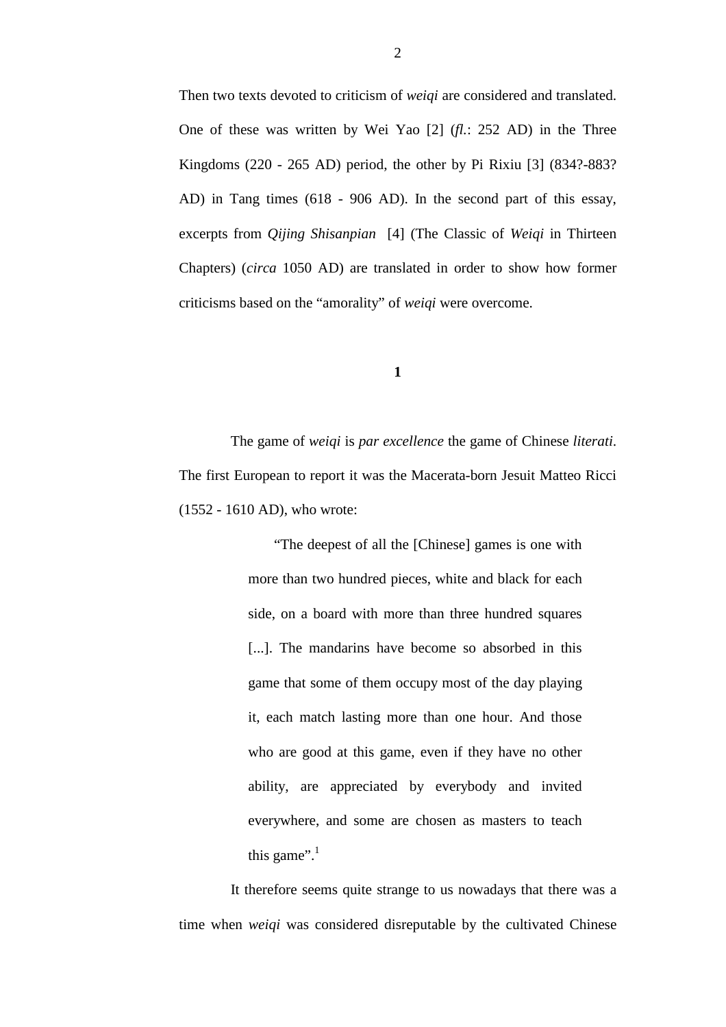Then two texts devoted to criticism of *weiqi* are considered and translated. One of these was written by Wei Yao [2] (*fl.*: 252 AD) in the Three Kingdoms (220 - 265 AD) period, the other by Pi Rixiu [3] (834?-883? AD) in Tang times (618 - 906 AD). In the second part of this essay, excerpts from *Qijing Shisanpian* [4] (The Classic of *Weiqi* in Thirteen Chapters) (*circa* 1050 AD) are translated in order to show how former criticisms based on the "amorality" of *weiqi* were overcome.

## 1

The game of *weiqi* is *par excellence* the game of Chinese *literati*. The first European to report it was the Macerata-born Jesuit Matteo Ricci (1552 - 1610 AD), who wrote:

> "The deepest of all the [Chinese] games is one with more than two hundred pieces, white and black for each side, on a board with more than three hundred squares [...]. The mandarins have become so absorbed in this game that some of them occupy most of the day playing it, each match lasting more than one hour. And those who are good at this game, even if they have no other ability, are appreciated by everybody and invited everywhere, and some are chosen as masters to teach this game".[1]

It therefore seems quite strange to us nowadays that there was a time when *weiqi* was considered disreputable by the cultivated Chinese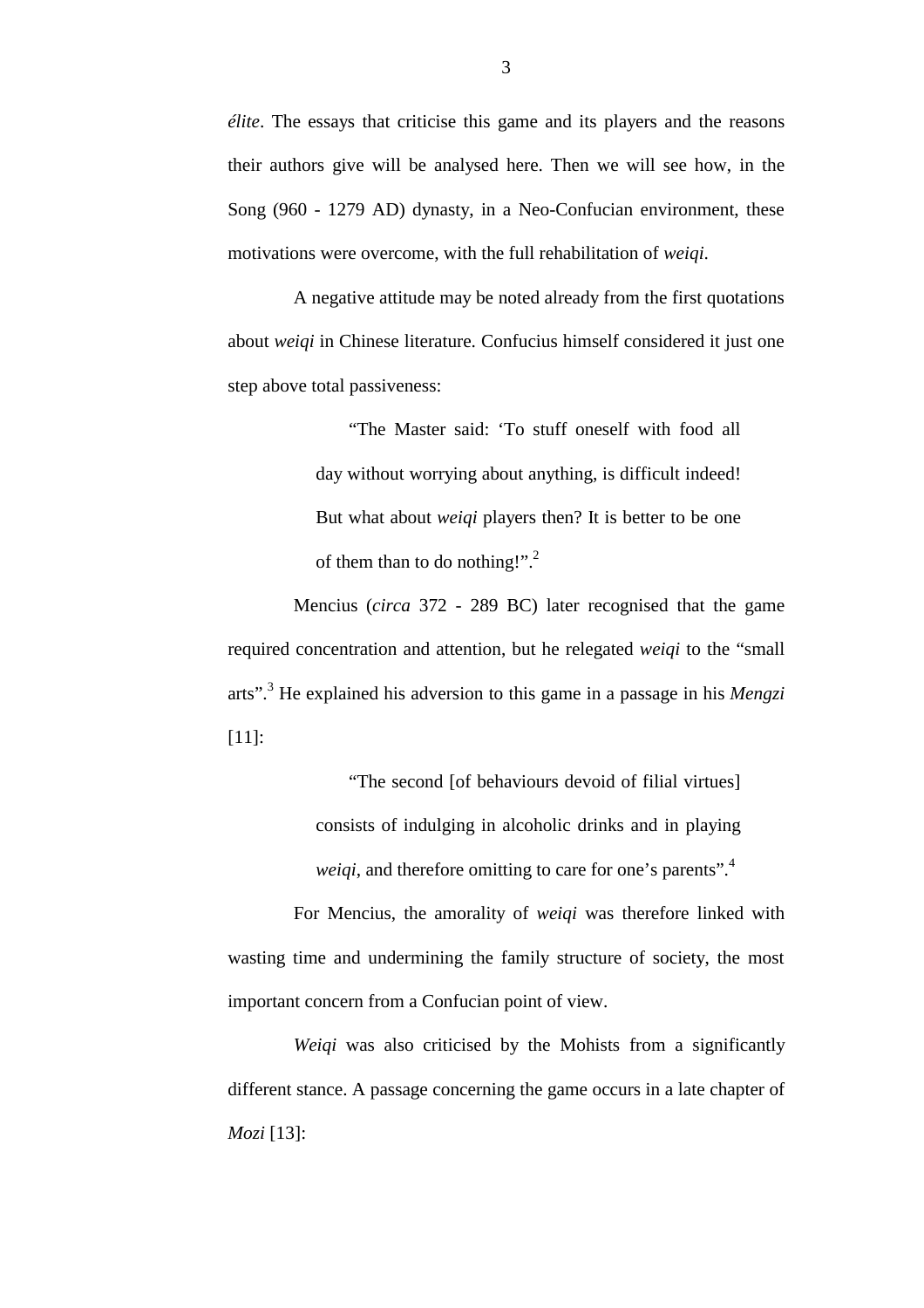*élite*. The essays that criticise this game and its players and the reasons their authors give will be analysed here. Then we will see how, in the Song (960 - 1279 AD) dynasty, in a Neo-Confucian environment, these motivations were overcome, with the full rehabilitation of *weiqi*.

A negative attitude may be noted already from the first quotations about *weiqi* in Chinese literature. Confucius himself considered it just one step above total passiveness:

> "The Master said: 'To stuff oneself with food all day without worrying about anything, is difficult indeed! But what about *weiqi* players then? It is better to be one of them than to do nothing!".[2]

Mencius (*circa* 372 - 289 BC) later recognised that the game required concentration and attention, but he relegated *weiqi* to the "small arts".[3] He explained his adversion to this game in a passage in his *Mengzi* [11]:

> "The second [of behaviours devoid of filial virtues] consists of indulging in alcoholic drinks and in playing *weiqi*, and therefore omitting to care for one's parents".[4]

For Mencius, the amorality of *weiqi* was therefore linked with wasting time and undermining the family structure of society, the most important concern from a Confucian point of view.

*Weiqi* was also criticised by the Mohists from a significantly different stance. A passage concerning the game occurs in a late chapter of *Mozi* [13]: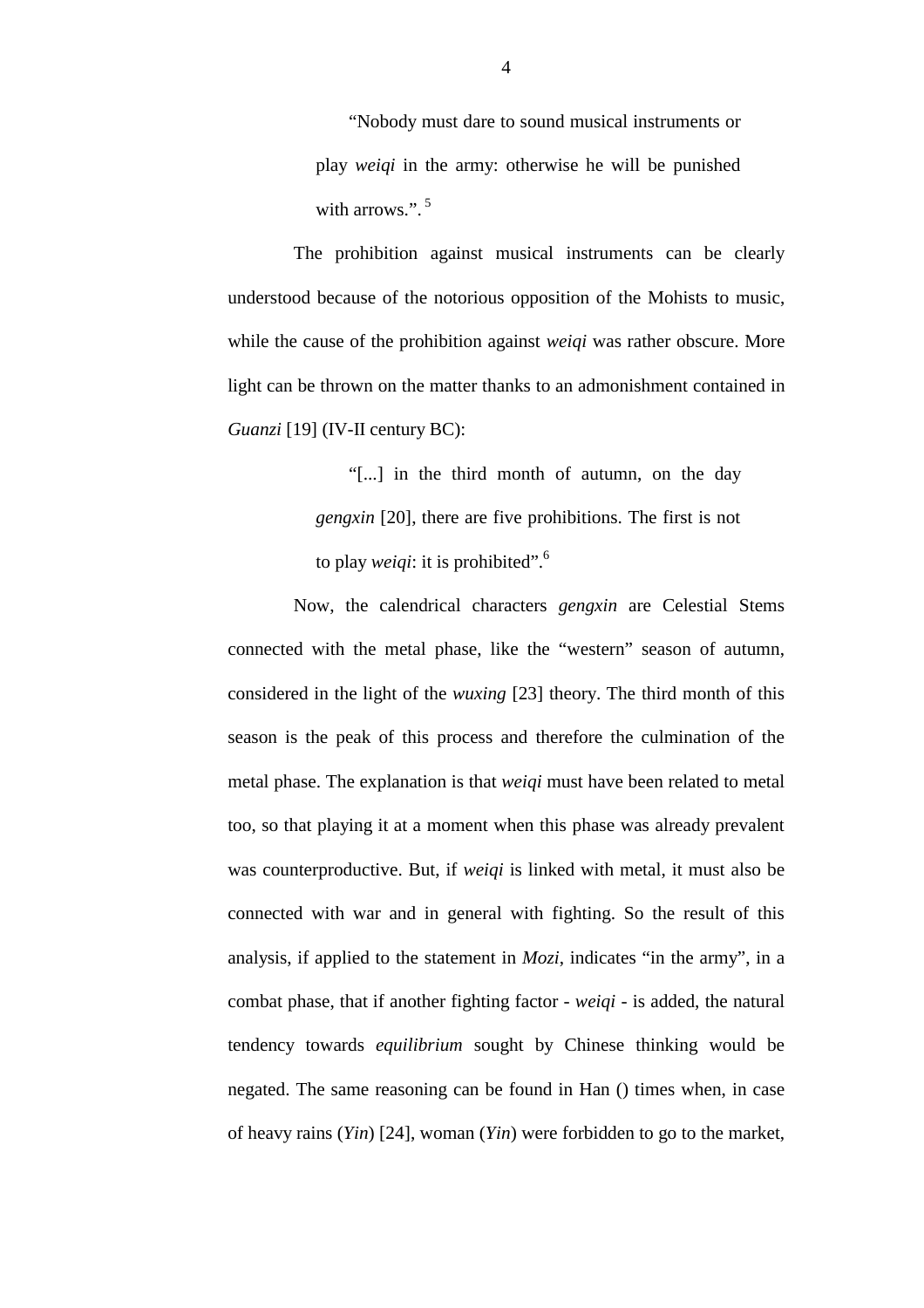> "Nobody must dare to sound musical instruments or play *weiqi* in the army: otherwise he will be punished with arrows.". [5]

The prohibition against musical instruments can be clearly understood because of the notorious opposition of the Mohists to music, while the cause of the prohibition against *weiqi* was rather obscure. More light can be thrown on the matter thanks to an admonishment contained in *Guanzi* [19] (IV-II century BC):

> "[...] in the third month of autumn, on the day *gengxin* [20], there are five prohibitions. The first is not to play *weiqi*: it is prohibited". [6]

Now, the calendrical characters *gengxin* are Celestial Stems connected with the metal phase, like the "western" season of autumn, considered in the light of the *wuxing* [23] theory. The third month of this season is the peak of this process and therefore the culmination of the metal phase. The explanation is that *weiqi* must have been related to metal too, so that playing it at a moment when this phase was already prevalent was counterproductive. But, if *weiqi* is linked with metal, it must also be connected with war and in general with fighting. So the result of this analysis, if applied to the statement in *Mozi*, indicates "in the army", in a combat phase, that if another fighting factor - *weiqi* - is added, the natural tendency towards *equilibrium* sought by Chinese thinking would be negated. The same reasoning can be found in Han () times when, in case of heavy rains (*Yin*) [24], woman (*Yin*) were forbidden to go to the market,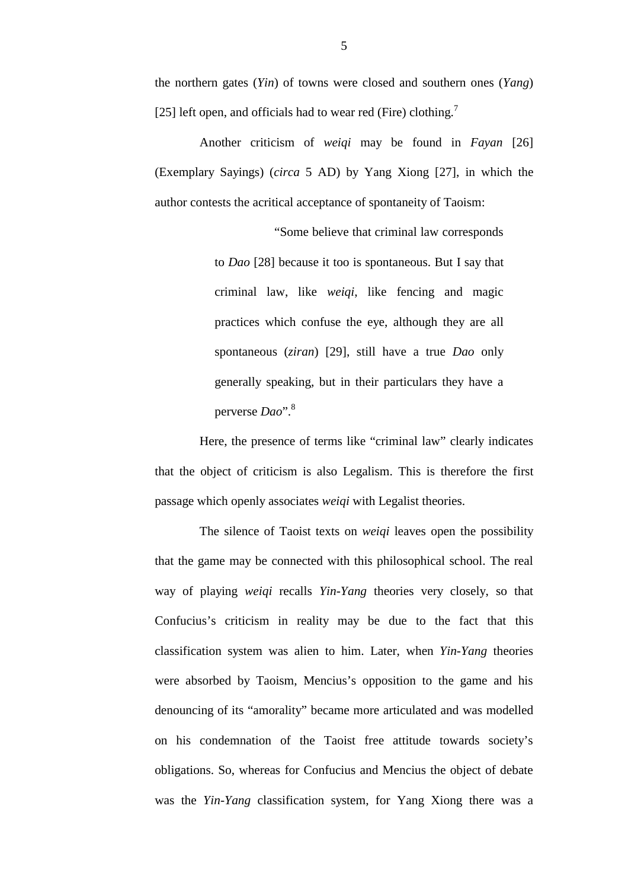the northern gates (*Yin*) of towns were closed and southern ones (*Yang*) [25] left open, and officials had to wear red (Fire) clothing.[7]

Another criticism of *weiqi* may be found in *Fayan* [26] (Exemplary Sayings) (*circa* 5 AD) by Yang Xiong [27], in which the author contests the acritical acceptance of spontaneity of Taoism:

> "Some believe that criminal law corresponds to *Dao* [28] because it too is spontaneous. But I say that criminal law, like *weiqi*, like fencing and magic practices which confuse the eye, although they are all spontaneous (*ziran*) [29], still have a true *Dao* only generally speaking, but in their particulars they have a perverse *Dao*".[8]

Here, the presence of terms like "criminal law" clearly indicates that the object of criticism is also Legalism. This is therefore the first passage which openly associates *weiqi* with Legalist theories.

The silence of Taoist texts on *weiqi* leaves open the possibility that the game may be connected with this philosophical school. The real way of playing *weiqi* recalls *Yin-Yang* theories very closely, so that Confucius's criticism in reality may be due to the fact that this classification system was alien to him. Later, when *Yin-Yang* theories were absorbed by Taoism, Mencius's opposition to the game and his denouncing of its "amorality" became more articulated and was modelled on his condemnation of the Taoist free attitude towards society's obligations. So, whereas for Confucius and Mencius the object of debate was the *Yin-Yang* classification system, for Yang Xiong there was a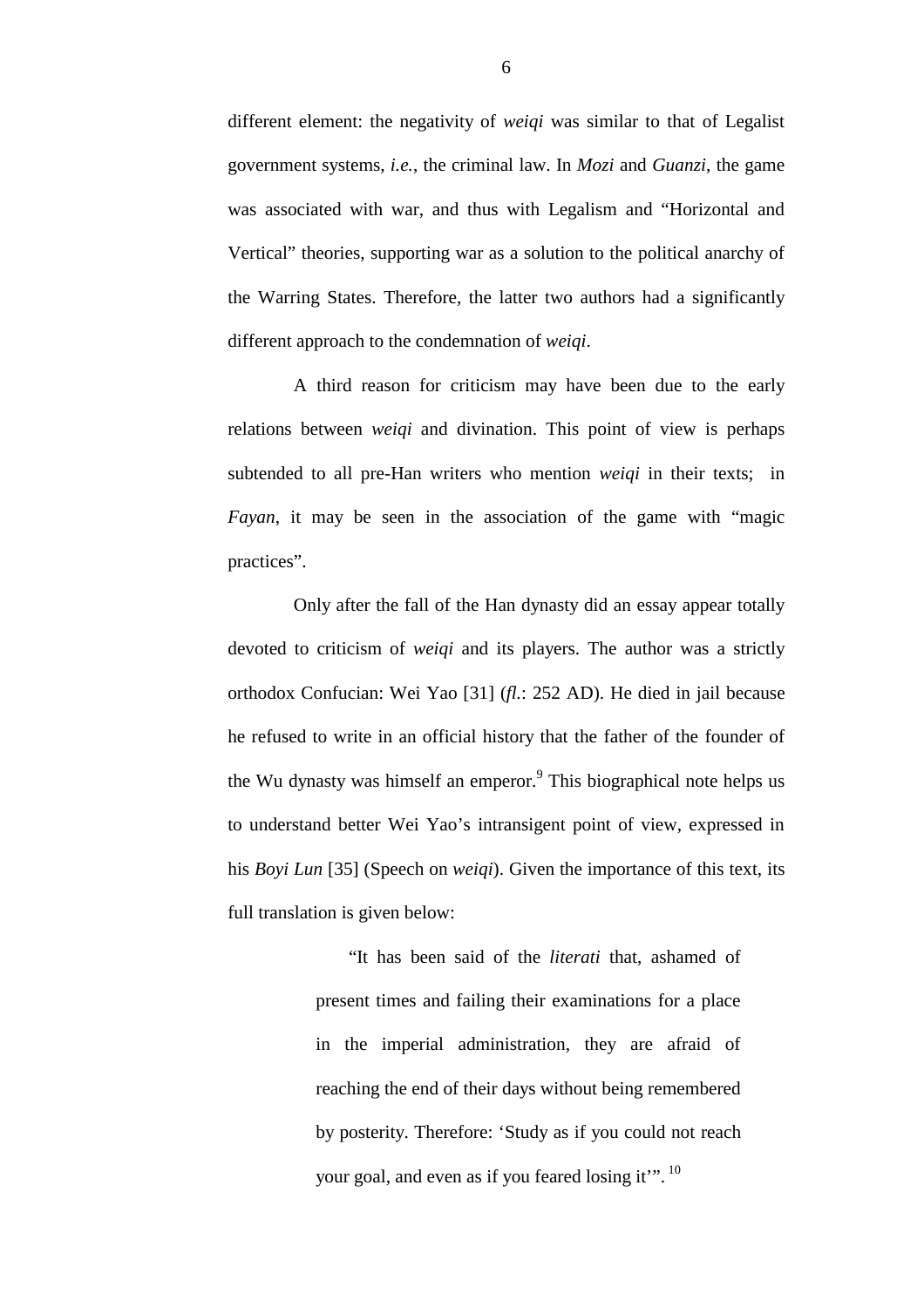different element: the negativity of *weiqi* was similar to that of Legalist government systems, *i.e.*, the criminal law. In *Mozi* and *Guanzi*, the game was associated with war, and thus with Legalism and "Horizontal and Vertical" theories, supporting war as a solution to the political anarchy of the Warring States. Therefore, the latter two authors had a significantly different approach to the condemnation of *weiqi*.

A third reason for criticism may have been due to the early relations between *weiqi* and divination. This point of view is perhaps subtended to all pre-Han writers who mention *weiqi* in their texts; in *Fayan*, it may be seen in the association of the game with "magic practices".

Only after the fall of the Han dynasty did an essay appear totally devoted to criticism of *weiqi* and its players. The author was a strictly orthodox Confucian: Wei Yao [31] (*fl.*: 252 AD). He died in jail because he refused to write in an official history that the father of the founder of the Wu dynasty was himself an emperor.[9] This biographical note helps us to understand better Wei Yao's intransigent point of view, expressed in his *Boyi Lun* [35] (Speech on *weiqi*). Given the importance of this text, its full translation is given below:

> "It has been said of the *literati* that, ashamed of present times and failing their examinations for a place in the imperial administration, they are afraid of reaching the end of their days without being remembered by posterity. Therefore: 'Study as if you could not reach your goal, and even as if you feared losing it'".[10]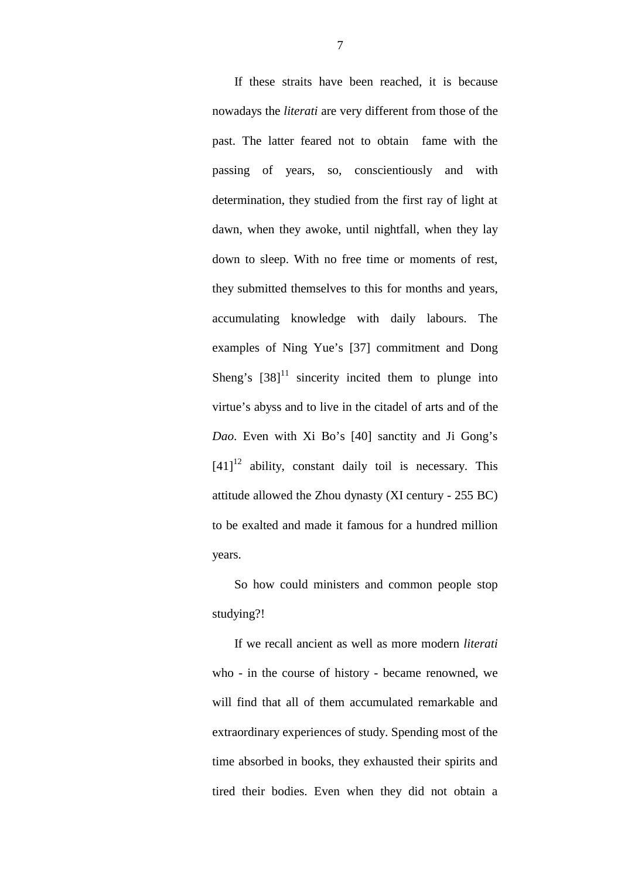If these straits have been reached, it is because nowadays the *literati* are very different from those of the past. The latter feared not to obtain fame with the passing of years, so, conscientiously and with determination, they studied from the first ray of light at dawn, when they awoke, until nightfall, when they lay down to sleep. With no free time or moments of rest, they submitted themselves to this for months and years, accumulating knowledge with daily labours. The examples of Ning Yue's [37] commitment and Dong Sheng's [38][11] sincerity incited them to plunge into virtue's abyss and to live in the citadel of arts and of the *Dao*. Even with Xi Bo's [40] sanctity and Ji Gong's [41][12] ability, constant daily toil is necessary. This attitude allowed the Zhou dynasty (XI century - 255 BC) to be exalted and made it famous for a hundred million years.

So how could ministers and common people stop studying?!

If we recall ancient as well as more modern *literati* who - in the course of history - became renowned, we will find that all of them accumulated remarkable and extraordinary experiences of study. Spending most of the time absorbed in books, they exhausted their spirits and tired their bodies. Even when they did not obtain a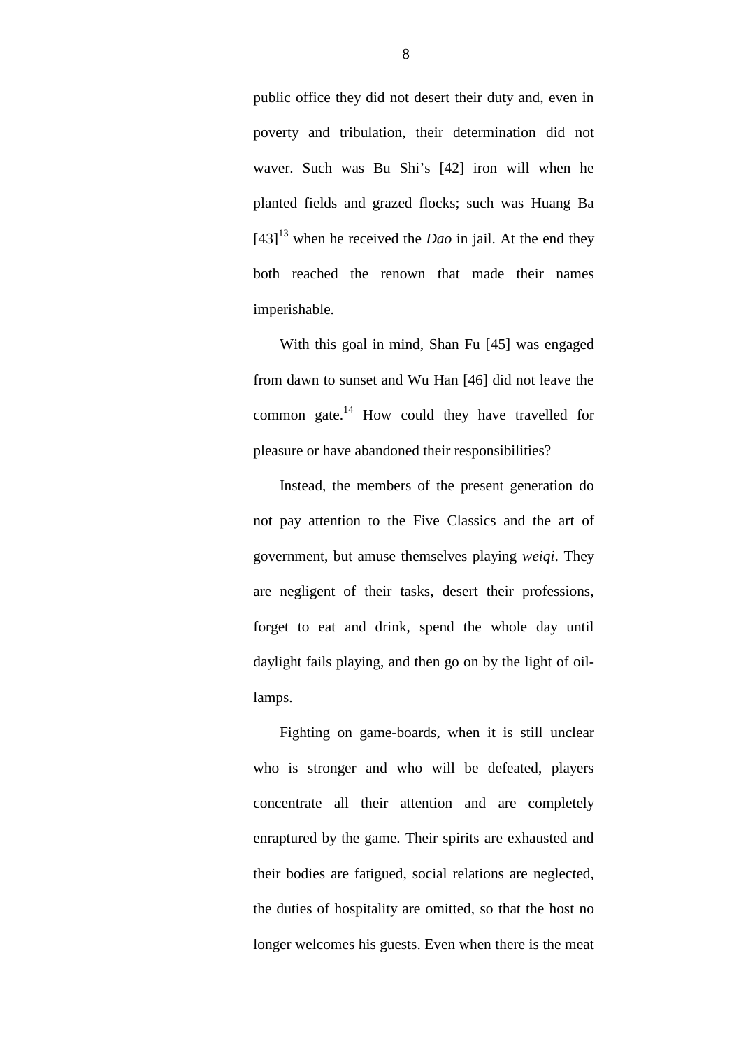public office they did not desert their duty and, even in poverty and tribulation, their determination did not waver. Such was Bu Shi's [42] iron will when he planted fields and grazed flocks; such was Huang Ba [43][13] when he received the *Dao* in jail. At the end they both reached the renown that made their names imperishable.

With this goal in mind, Shan Fu [45] was engaged from dawn to sunset and Wu Han [46] did not leave the common gate.[14] How could they have travelled for pleasure or have abandoned their responsibilities?

Instead, the members of the present generation do not pay attention to the Five Classics and the art of government, but amuse themselves playing *weiqi*. They are negligent of their tasks, desert their professions, forget to eat and drink, spend the whole day until daylight fails playing, and then go on by the light of oil-lamps.

Fighting on game-boards, when it is still unclear who is stronger and who will be defeated, players concentrate all their attention and are completely enraptured by the game. Their spirits are exhausted and their bodies are fatigued, social relations are neglected, the duties of hospitality are omitted, so that the host no longer welcomes his guests. Even when there is the meat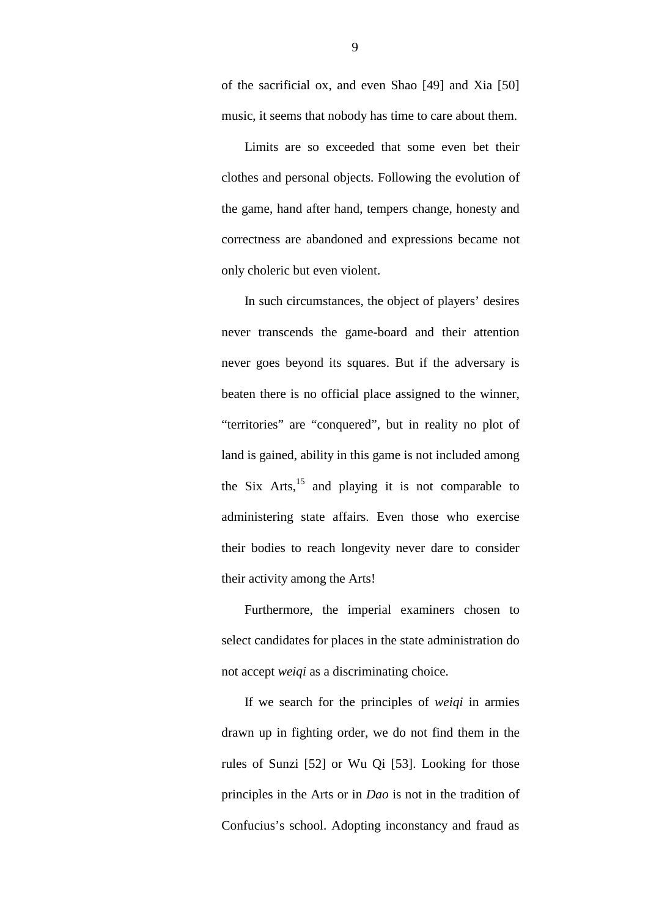of the sacrificial ox, and even Shao [49] and Xia [50] music, it seems that nobody has time to care about them.

Limits are so exceeded that some even bet their clothes and personal objects. Following the evolution of the game, hand after hand, tempers change, honesty and correctness are abandoned and expressions became not only choleric but even violent.

In such circumstances, the object of players' desires never transcends the game-board and their attention never goes beyond its squares. But if the adversary is beaten there is no official place assigned to the winner, "territories" are "conquered", but in reality no plot of land is gained, ability in this game is not included among the Six Arts,[15] and playing it is not comparable to administering state affairs. Even those who exercise their bodies to reach longevity never dare to consider their activity among the Arts!

Furthermore, the imperial examiners chosen to select candidates for places in the state administration do not accept *weiqi* as a discriminating choice.

If we search for the principles of *weiqi* in armies drawn up in fighting order, we do not find them in the rules of Sunzi [52] or Wu Qi [53]. Looking for those principles in the Arts or in *Dao* is not in the tradition of Confucius's school. Adopting inconstancy and fraud as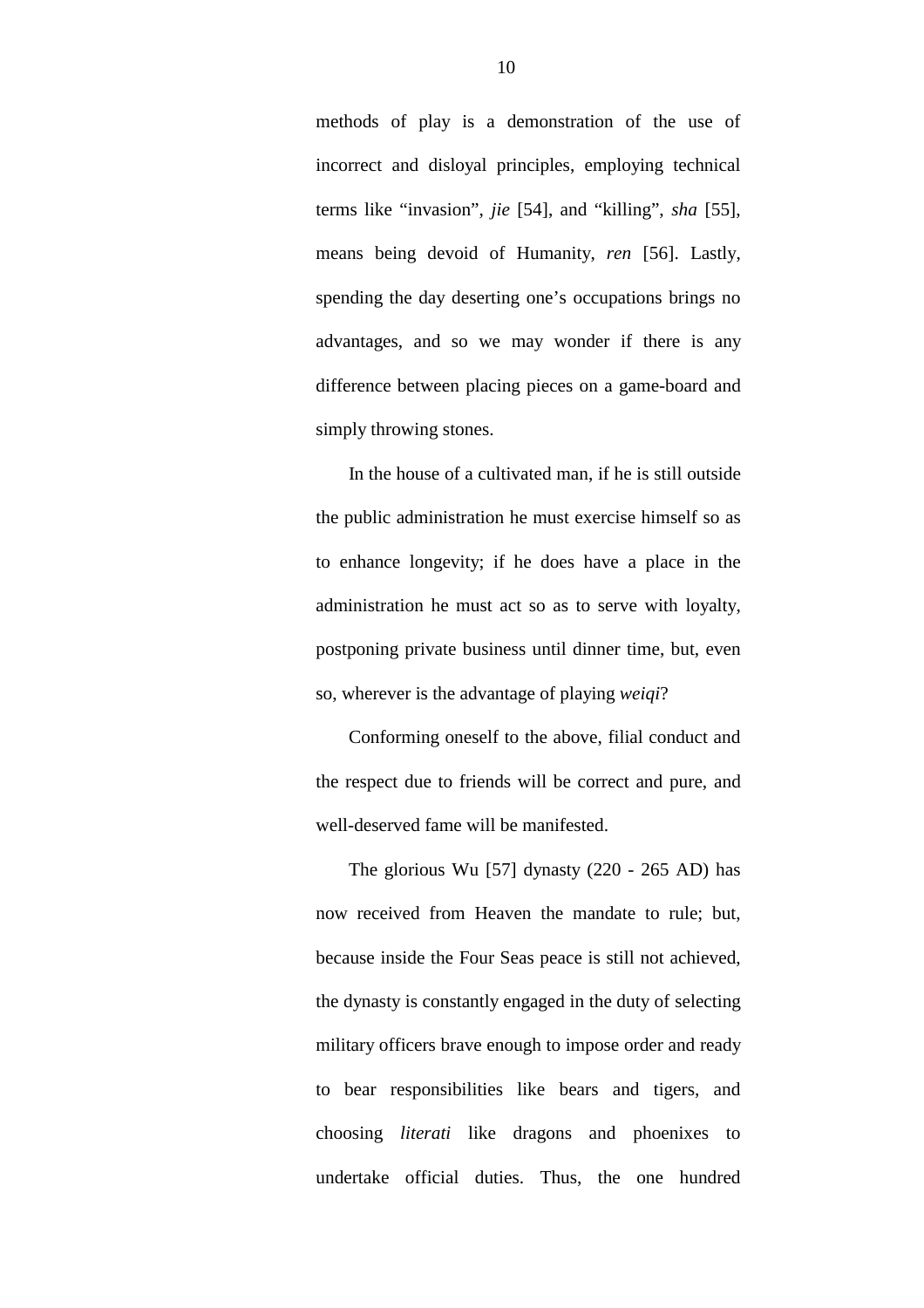methods of play is a demonstration of the use of incorrect and disloyal principles, employing technical terms like “invasion”, *jie* [54], and “killing”, *sha* [55], means being devoid of Humanity, *ren* [56]. Lastly, spending the day deserting one’s occupations brings no advantages, and so we may wonder if there is any difference between placing pieces on a game-board and simply throwing stones.

In the house of a cultivated man, if he is still outside the public administration he must exercise himself so as to enhance longevity; if he does have a place in the administration he must act so as to serve with loyalty, postponing private business until dinner time, but, even so, wherever is the advantage of playing *weiqi*?

Conforming oneself to the above, filial conduct and the respect due to friends will be correct and pure, and well-deserved fame will be manifested.

The glorious Wu [57] dynasty (220 - 265 AD) has now received from Heaven the mandate to rule; but, because inside the Four Seas peace is still not achieved, the dynasty is constantly engaged in the duty of selecting military officers brave enough to impose order and ready to bear responsibilities like bears and tigers, and choosing *literati* like dragons and phoenixes to undertake official duties. Thus, the one hundred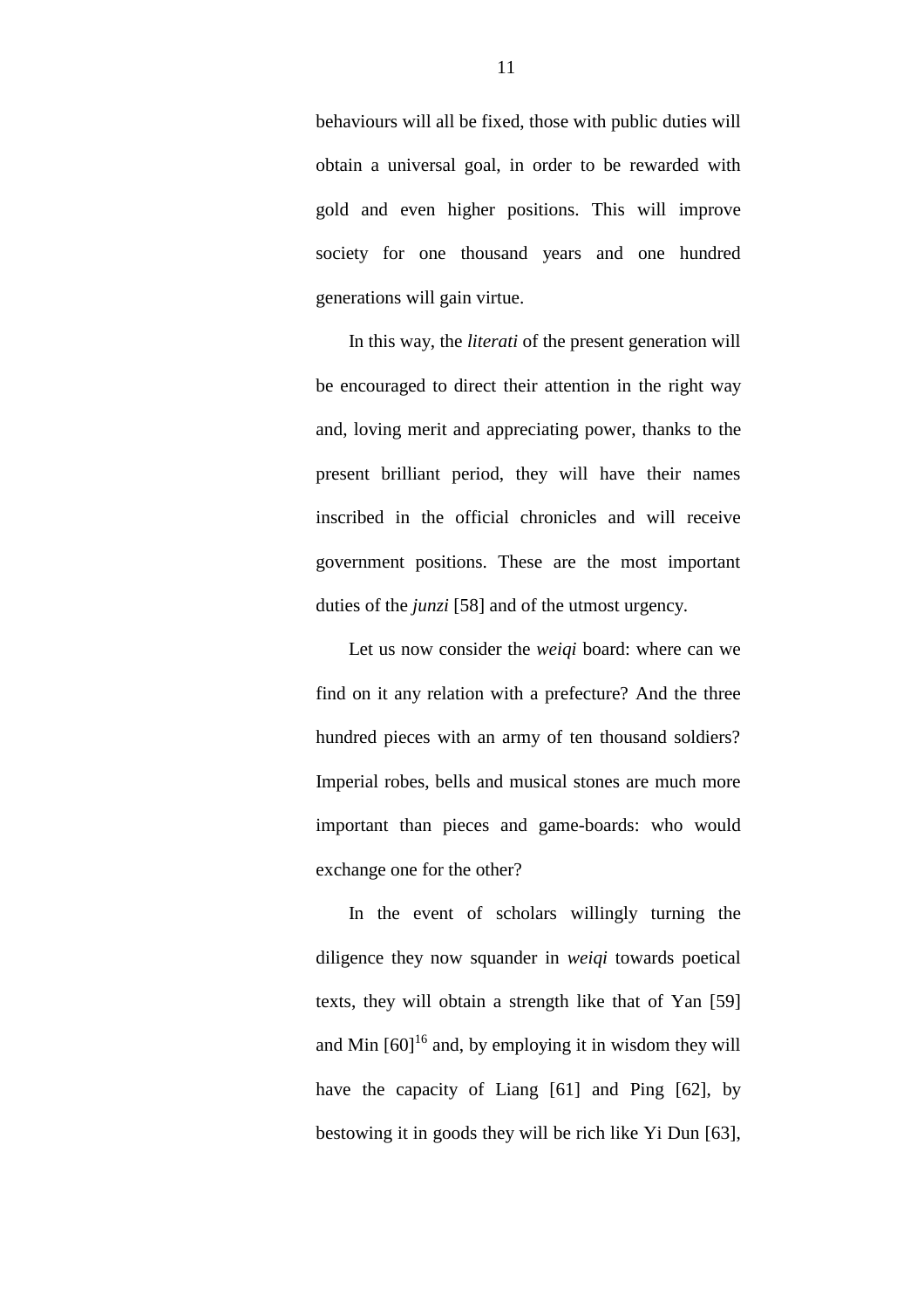behaviours will all be fixed, those with public duties will obtain a universal goal, in order to be rewarded with gold and even higher positions. This will improve society for one thousand years and one hundred generations will gain virtue.

In this way, the *literati* of the present generation will be encouraged to direct their attention in the right way and, loving merit and appreciating power, thanks to the present brilliant period, they will have their names inscribed in the official chronicles and will receive government positions. These are the most important duties of the *junzi* [58] and of the utmost urgency.

Let us now consider the *weiqi* board: where can we find on it any relation with a prefecture? And the three hundred pieces with an army of ten thousand soldiers? Imperial robes, bells and musical stones are much more important than pieces and game-boards: who would exchange one for the other?

In the event of scholars willingly turning the diligence they now squander in *weiqi* towards poetical texts, they will obtain a strength like that of Yan [59] and Min [60][16] and, by employing it in wisdom they will have the capacity of Liang [61] and Ping [62], by bestowing it in goods they will be rich like Yi Dun [63],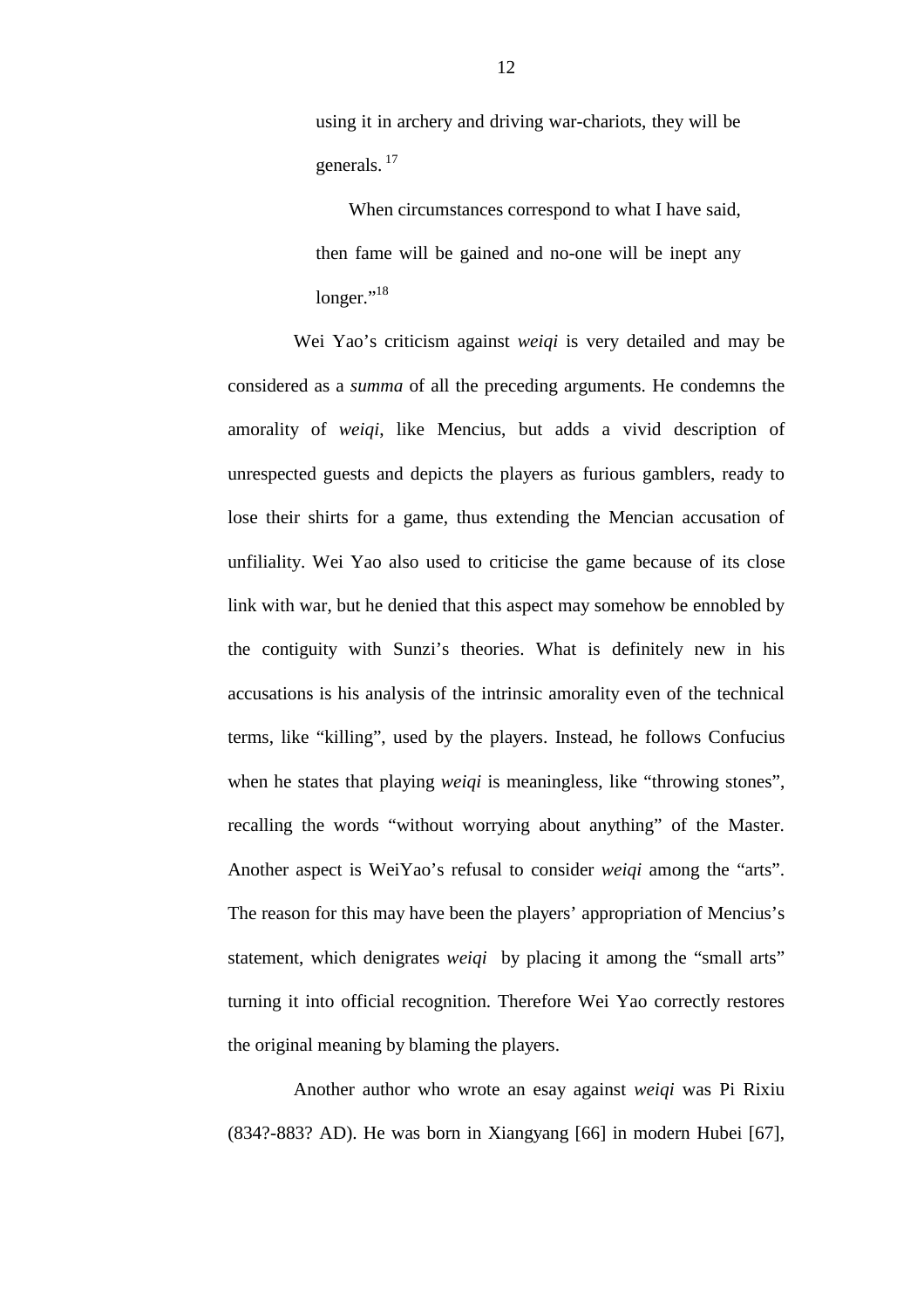> using it in archery and driving war-chariots, they will be generals. [17]
>
> When circumstances correspond to what I have said, then fame will be gained and no-one will be inept any longer."[18]

Wei Yao's criticism against *weiqi* is very detailed and may be considered as a *summa* of all the preceding arguments. He condemns the amorality of *weiqi*, like Mencius, but adds a vivid description of unrespected guests and depicts the players as furious gamblers, ready to lose their shirts for a game, thus extending the Mencian accusation of unfiliality. Wei Yao also used to criticise the game because of its close link with war, but he denied that this aspect may somehow be ennobled by the contiguity with Sunzi's theories. What is definitely new in his accusations is his analysis of the intrinsic amorality even of the technical terms, like "killing", used by the players. Instead, he follows Confucius when he states that playing *weiqi* is meaningless, like "throwing stones", recalling the words "without worrying about anything" of the Master. Another aspect is WeiYao's refusal to consider *weiqi* among the "arts". The reason for this may have been the players' appropriation of Mencius's statement, which denigrates *weiqi* by placing it among the "small arts" turning it into official recognition. Therefore Wei Yao correctly restores the original meaning by blaming the players.

Another author who wrote an esay against *weiqi* was Pi Rixiu (834?-883? AD). He was born in Xiangyang [66] in modern Hubei [67],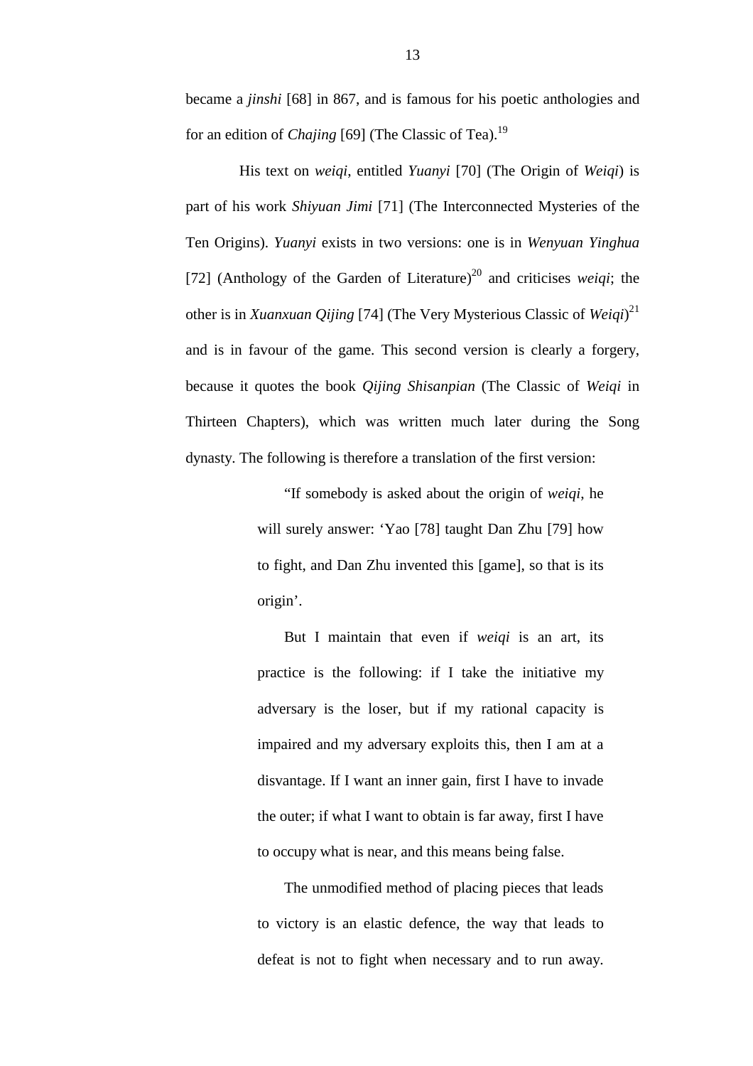became a *jinshi* [68] in 867, and is famous for his poetic anthologies and for an edition of *Chajing* [69] (The Classic of Tea).[19]

His text on *weiqi*, entitled *Yuanyi* [70] (The Origin of *Weiqi*) is part of his work *Shiyuan Jimi* [71] (The Interconnected Mysteries of the Ten Origins). *Yuanyi* exists in two versions: one is in *Wenyuan Yinghua* [72] (Anthology of the Garden of Literature)[20] and criticises *weiqi*; the other is in *Xuanxuan Qijing* [74] (The Very Mysterious Classic of *Weiqi*)[21] and is in favour of the game. This second version is clearly a forgery, because it quotes the book *Qijing Shisanpian* (The Classic of *Weiqi* in Thirteen Chapters), which was written much later during the Song dynasty. The following is therefore a translation of the first version:

> "If somebody is asked about the origin of *weiqi*, he will surely answer: 'Yao [78] taught Dan Zhu [79] how to fight, and Dan Zhu invented this [game], so that is its origin'.
>
> But I maintain that even if *weiqi* is an art, its practice is the following: if I take the initiative my adversary is the loser, but if my rational capacity is impaired and my adversary exploits this, then I am at a disvantage. If I want an inner gain, first I have to invade the outer; if what I want to obtain is far away, first I have to occupy what is near, and this means being false.
>
> The unmodified method of placing pieces that leads to victory is an elastic defence, the way that leads to defeat is not to fight when necessary and to run away.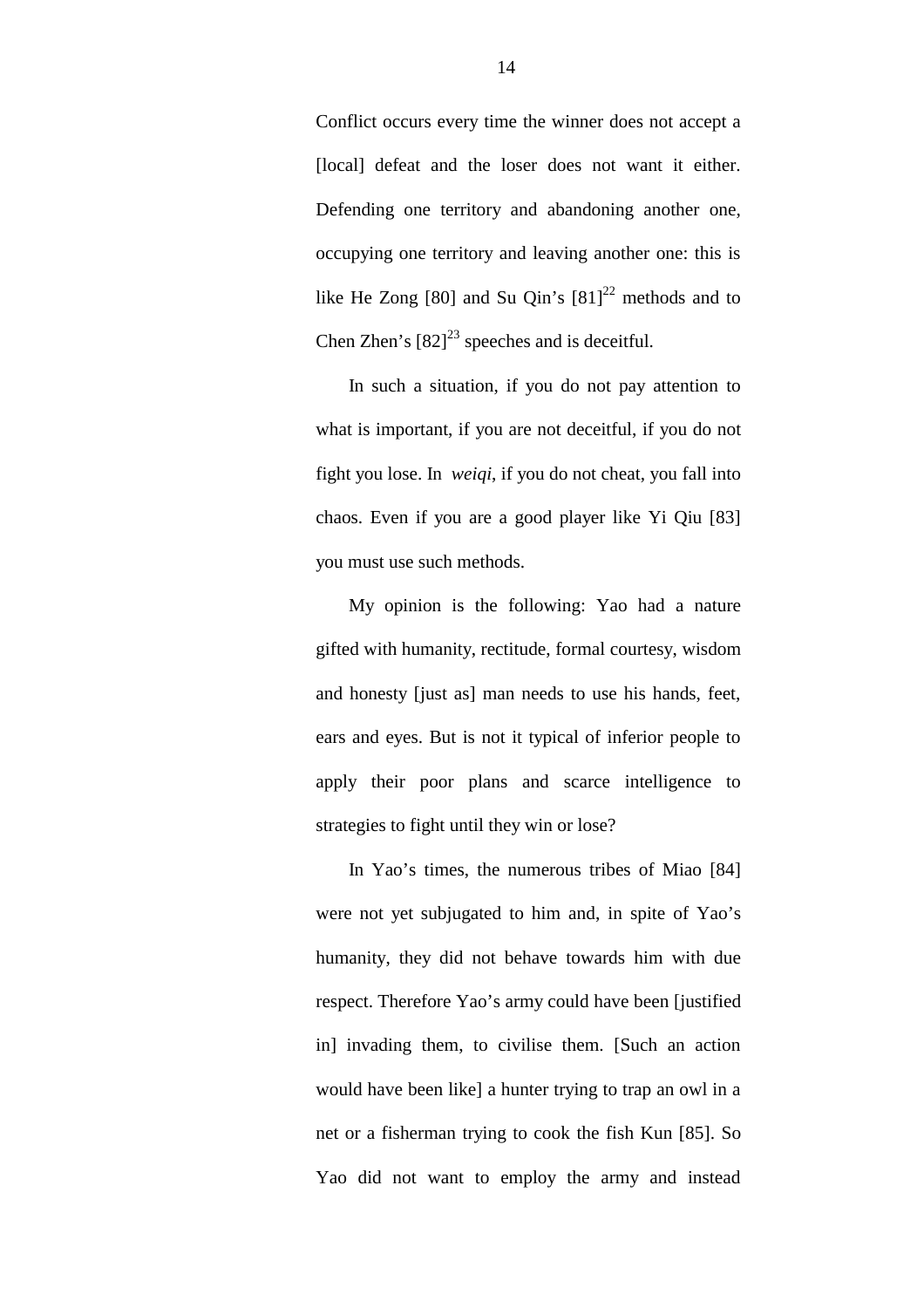Conflict occurs every time the winner does not accept a [local] defeat and the loser does not want it either. Defending one territory and abandoning another one, occupying one territory and leaving another one: this is like He Zong [80] and Su Qin's [81][22] methods and to Chen Zhen's [82][23] speeches and is deceitful.

In such a situation, if you do not pay attention to what is important, if you are not deceitful, if you do not fight you lose. In *weiqi*, if you do not cheat, you fall into chaos. Even if you are a good player like Yi Qiu [83] you must use such methods.

My opinion is the following: Yao had a nature gifted with humanity, rectitude, formal courtesy, wisdom and honesty [just as] man needs to use his hands, feet, ears and eyes. But is not it typical of inferior people to apply their poor plans and scarce intelligence to strategies to fight until they win or lose?

In Yao's times, the numerous tribes of Miao [84] were not yet subjugated to him and, in spite of Yao's humanity, they did not behave towards him with due respect. Therefore Yao's army could have been [justified in] invading them, to civilise them. [Such an action would have been like] a hunter trying to trap an owl in a net or a fisherman trying to cook the fish Kun [85]. So Yao did not want to employ the army and instead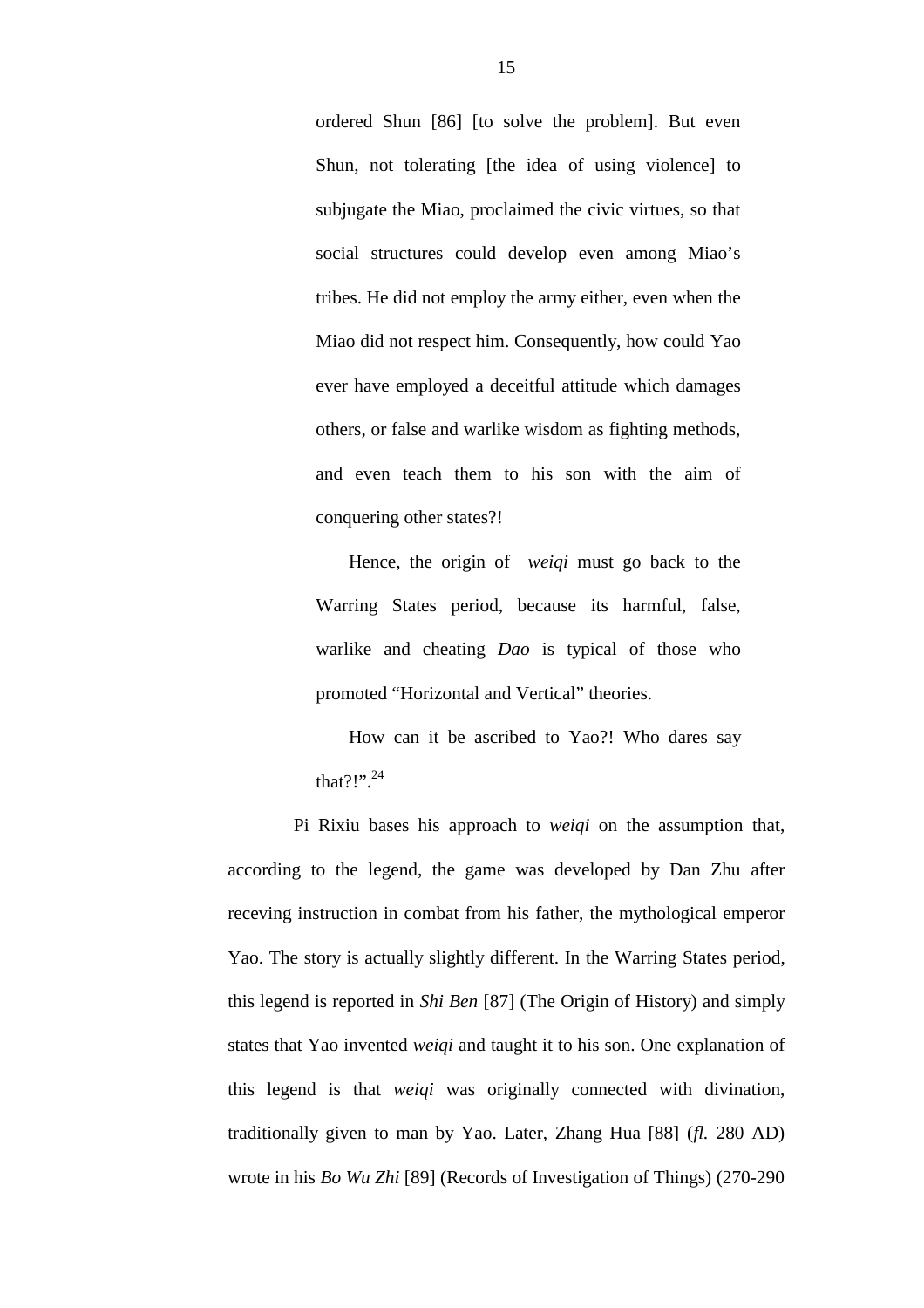> ordered Shun [86] [to solve the problem]. But even Shun, not tolerating [the idea of using violence] to subjugate the Miao, proclaimed the civic virtues, so that social structures could develop even among Miao's tribes. He did not employ the army either, even when the Miao did not respect him. Consequently, how could Yao ever have employed a deceitful attitude which damages others, or false and warlike wisdom as fighting methods, and even teach them to his son with the aim of conquering other states?!
>
> Hence, the origin of *weiqi* must go back to the Warring States period, because its harmful, false, warlike and cheating *Dao* is typical of those who promoted "Horizontal and Vertical" theories.
>
> How can it be ascribed to Yao?! Who dares say that?!".[24]

Pi Rixiu bases his approach to *weiqi* on the assumption that, according to the legend, the game was developed by Dan Zhu after receving instruction in combat from his father, the mythological emperor Yao. The story is actually slightly different. In the Warring States period, this legend is reported in *Shi Ben* [87] (The Origin of History) and simply states that Yao invented *weiqi* and taught it to his son. One explanation of this legend is that *weiqi* was originally connected with divination, traditionally given to man by Yao. Later, Zhang Hua [88] (*fl.* 280 AD) wrote in his *Bo Wu Zhi* [89] (Records of Investigation of Things) (270-290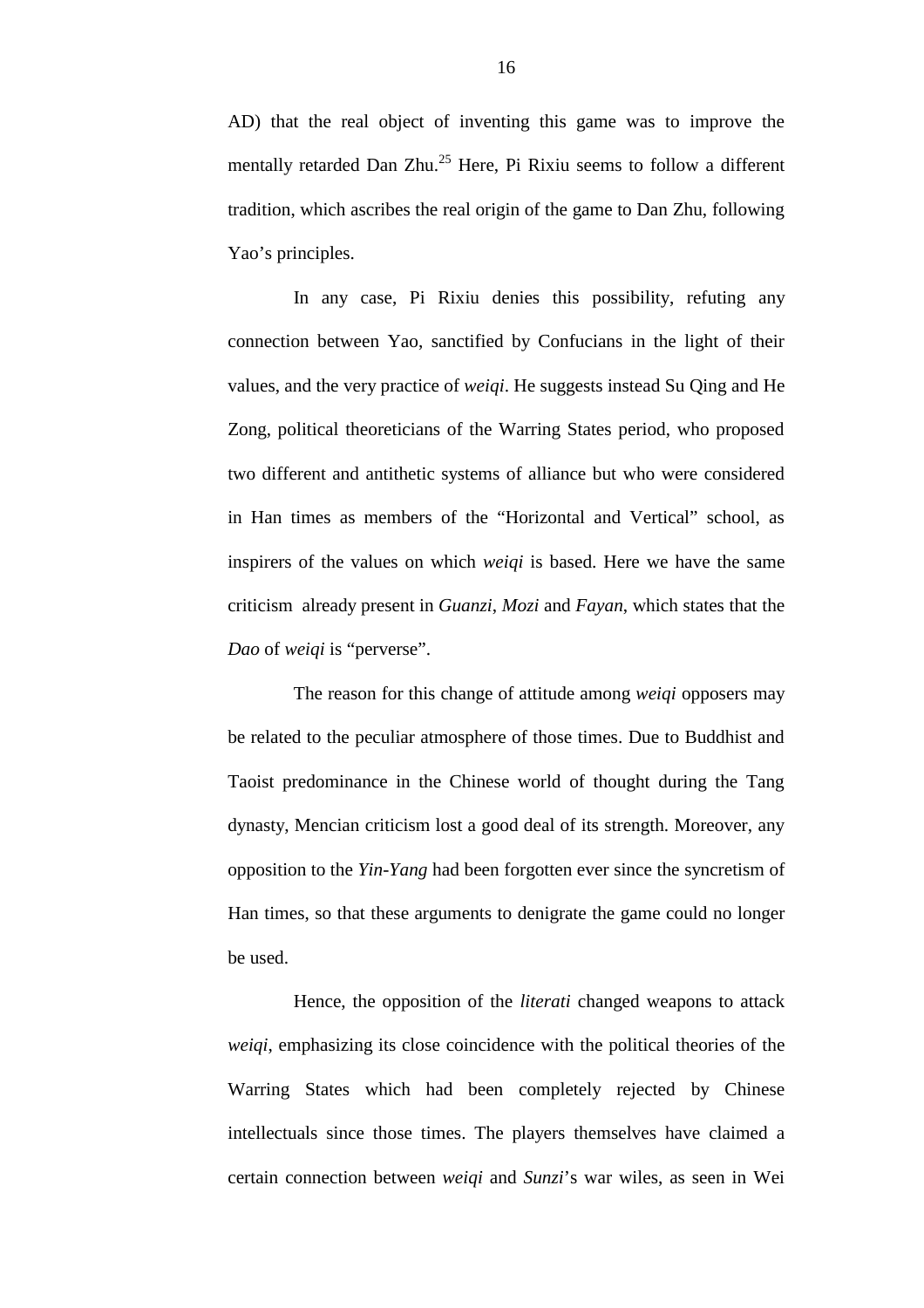AD) that the real object of inventing this game was to improve the mentally retarded Dan Zhu.[25] Here, Pi Rixiu seems to follow a different tradition, which ascribes the real origin of the game to Dan Zhu, following Yao's principles.

In any case, Pi Rixiu denies this possibility, refuting any connection between Yao, sanctified by Confucians in the light of their values, and the very practice of *weiqi*. He suggests instead Su Qing and He Zong, political theoreticians of the Warring States period, who proposed two different and antithetic systems of alliance but who were considered in Han times as members of the "Horizontal and Vertical" school, as inspirers of the values on which *weiqi* is based. Here we have the same criticism already present in *Guanzi*, *Mozi* and *Fayan*, which states that the *Dao* of *weiqi* is "perverse".

The reason for this change of attitude among *weiqi* opposers may be related to the peculiar atmosphere of those times. Due to Buddhist and Taoist predominance in the Chinese world of thought during the Tang dynasty, Mencian criticism lost a good deal of its strength. Moreover, any opposition to the *Yin-Yang* had been forgotten ever since the syncretism of Han times, so that these arguments to denigrate the game could no longer be used.

Hence, the opposition of the *literati* changed weapons to attack *weiqi*, emphasizing its close coincidence with the political theories of the Warring States which had been completely rejected by Chinese intellectuals since those times. The players themselves have claimed a certain connection between *weiqi* and *Sunzi*'s war wiles, as seen in Wei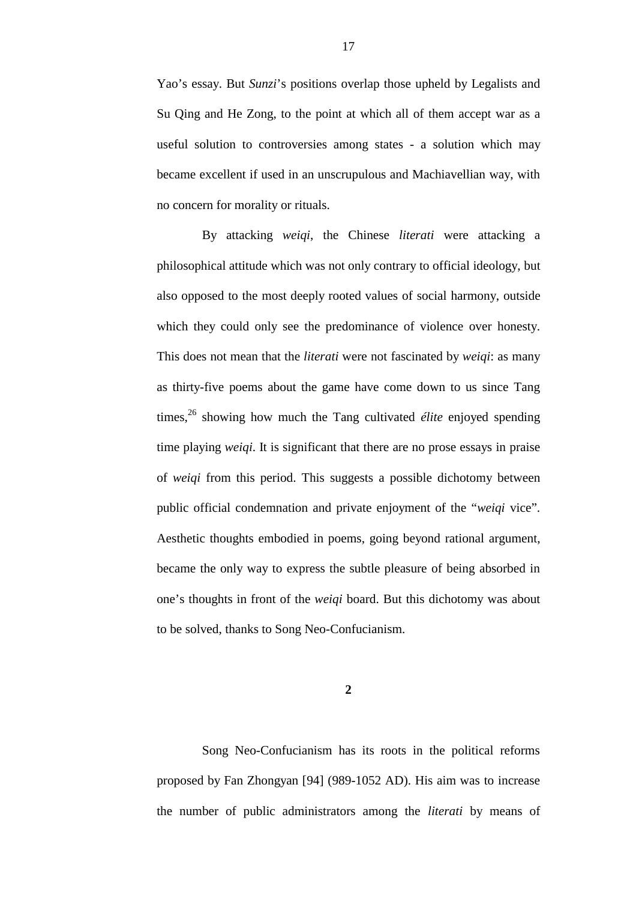Yao's essay. But *Sunzi*'s positions overlap those upheld by Legalists and Su Qing and He Zong, to the point at which all of them accept war as a useful solution to controversies among states - a solution which may became excellent if used in an unscrupulous and Machiavellian way, with no concern for morality or rituals.

By attacking *weiqi*, the Chinese *literati* were attacking a philosophical attitude which was not only contrary to official ideology, but also opposed to the most deeply rooted values of social harmony, outside which they could only see the predominance of violence over honesty. This does not mean that the *literati* were not fascinated by *weiqi*: as many as thirty-five poems about the game have come down to us since Tang times,[26] showing how much the Tang cultivated *élite* enjoyed spending time playing *weiqi*. It is significant that there are no prose essays in praise of *weiqi* from this period. This suggests a possible dichotomy between public official condemnation and private enjoyment of the "*weiqi* vice". Aesthetic thoughts embodied in poems, going beyond rational argument, became the only way to express the subtle pleasure of being absorbed in one's thoughts in front of the *weiqi* board. But this dichotomy was about to be solved, thanks to Song Neo-Confucianism.

## 2

Song Neo-Confucianism has its roots in the political reforms proposed by Fan Zhongyan [94] (989-1052 AD). His aim was to increase the number of public administrators among the *literati* by means of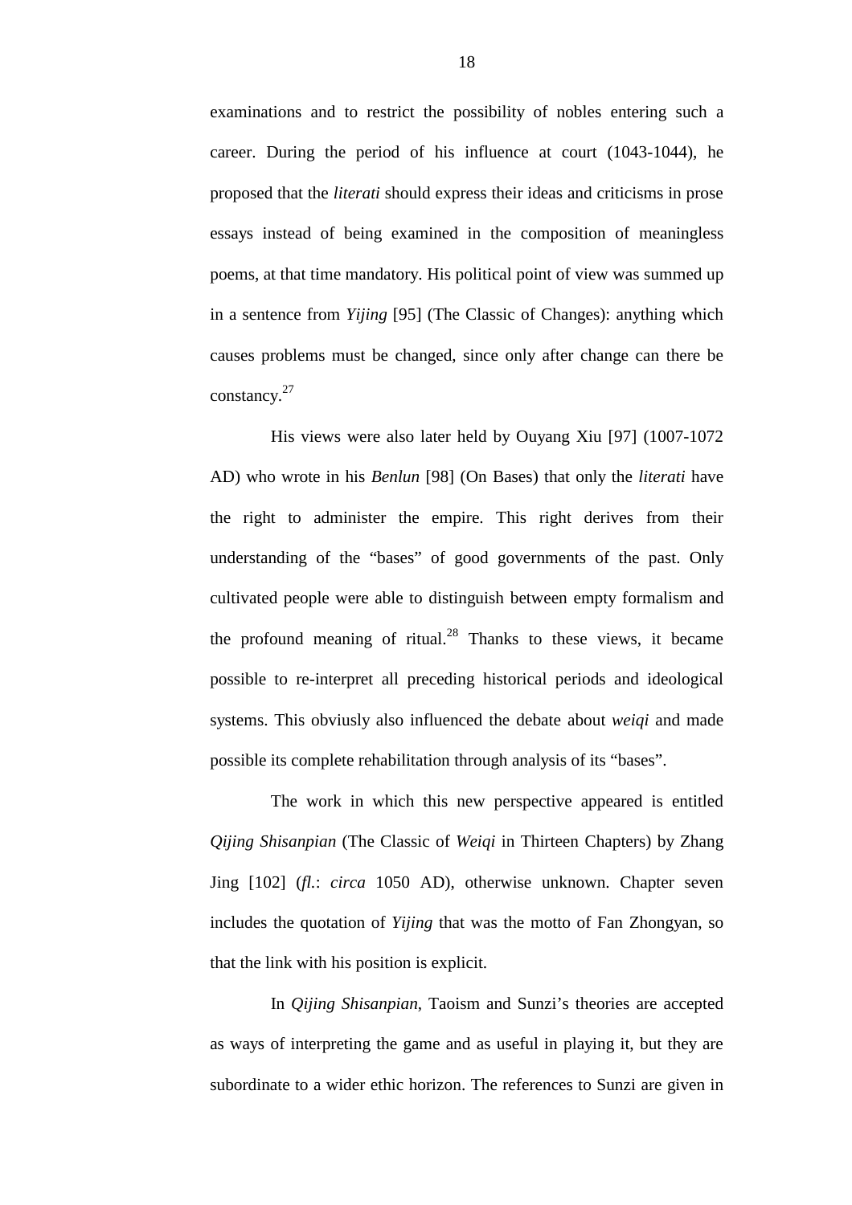examinations and to restrict the possibility of nobles entering such a career. During the period of his influence at court (1043-1044), he proposed that the *literati* should express their ideas and criticisms in prose essays instead of being examined in the composition of meaningless poems, at that time mandatory. His political point of view was summed up in a sentence from *Yijing* [95] (The Classic of Changes): anything which causes problems must be changed, since only after change can there be constancy.[27]

His views were also later held by Ouyang Xiu [97] (1007-1072 AD) who wrote in his *Benlun* [98] (On Bases) that only the *literati* have the right to administer the empire. This right derives from their understanding of the "bases" of good governments of the past. Only cultivated people were able to distinguish between empty formalism and the profound meaning of ritual.[28] Thanks to these views, it became possible to re-interpret all preceding historical periods and ideological systems. This obviusly also influenced the debate about *weiqi* and made possible its complete rehabilitation through analysis of its "bases".

The work in which this new perspective appeared is entitled *Qijing Shisanpian* (The Classic of *Weiqi* in Thirteen Chapters) by Zhang Jing [102] (*fl.*: *circa* 1050 AD), otherwise unknown. Chapter seven includes the quotation of *Yijing* that was the motto of Fan Zhongyan, so that the link with his position is explicit.

In *Qijing Shisanpian*, Taoism and Sunzi's theories are accepted as ways of interpreting the game and as useful in playing it, but they are subordinate to a wider ethic horizon. The references to Sunzi are given in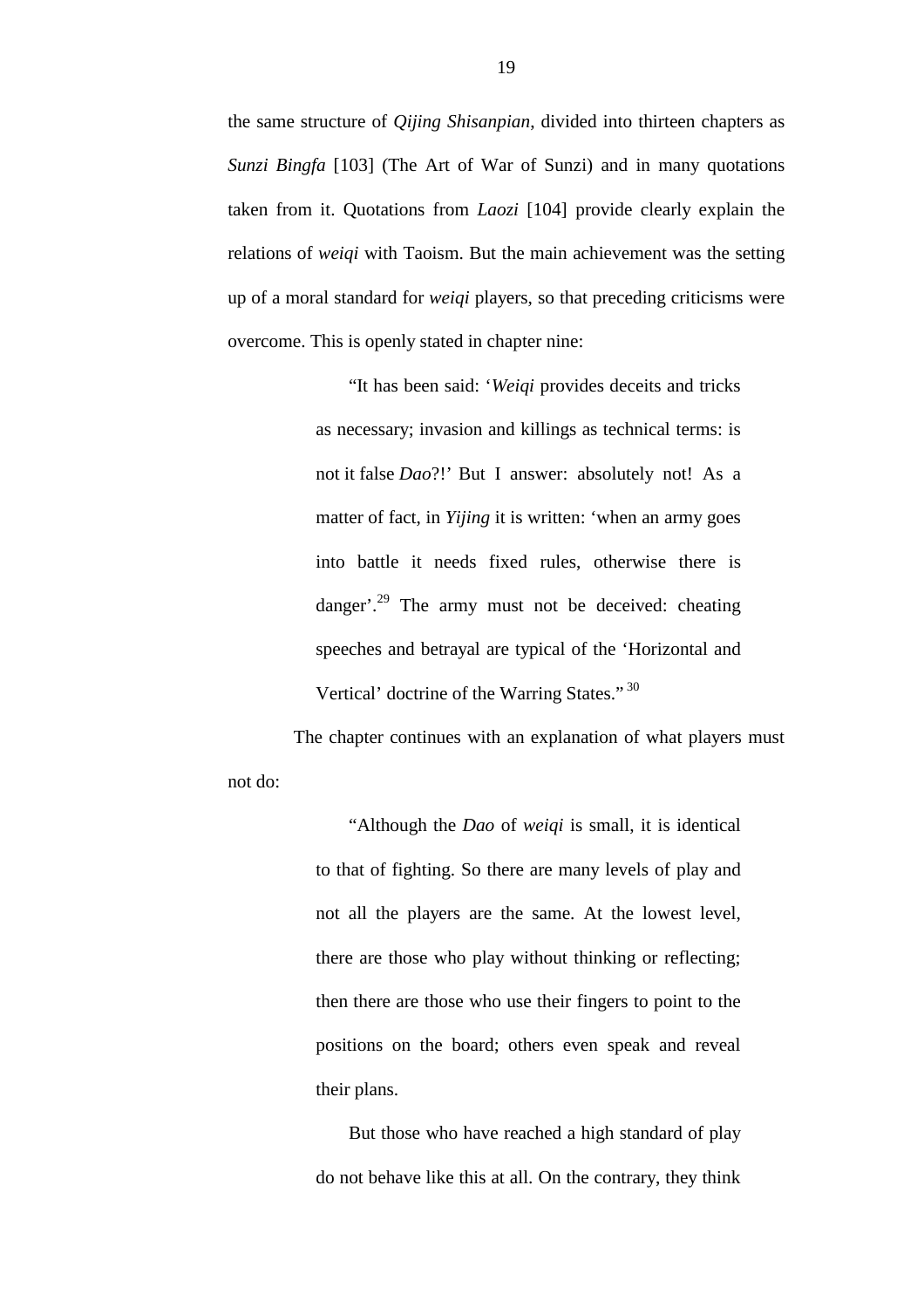the same structure of *Qijing Shisanpian*, divided into thirteen chapters as *Sunzi Bingfa* [103] (The Art of War of Sunzi) and in many quotations taken from it. Quotations from *Laozi* [104] provide clearly explain the relations of *weiqi* with Taoism. But the main achievement was the setting up of a moral standard for *weiqi* players, so that preceding criticisms were overcome. This is openly stated in chapter nine:

> "It has been said: '*Weiqi* provides deceits and tricks as necessary; invasion and killings as technical terms: is not it false *Dao*?!' But I answer: absolutely not! As a matter of fact, in *Yijing* it is written: 'when an army goes into battle it needs fixed rules, otherwise there is danger'.[29] The army must not be deceived: cheating speeches and betrayal are typical of the 'Horizontal and Vertical' doctrine of the Warring States." [30]

The chapter continues with an explanation of what players must not do:

> "Although the *Dao* of *weiqi* is small, it is identical to that of fighting. So there are many levels of play and not all the players are the same. At the lowest level, there are those who play without thinking or reflecting; then there are those who use their fingers to point to the positions on the board; others even speak and reveal their plans.
>
> But those who have reached a high standard of play do not behave like this at all. On the contrary, they think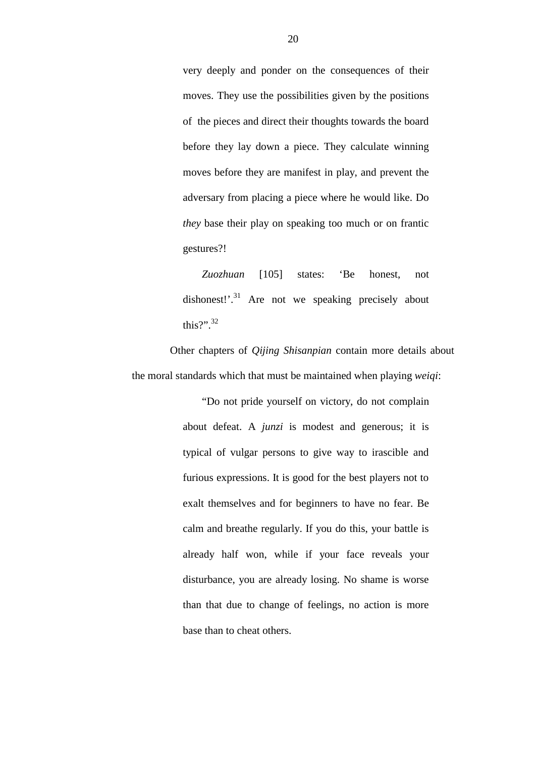very deeply and ponder on the consequences of their moves. They use the possibilities given by the positions of the pieces and direct their thoughts towards the board before they lay down a piece. They calculate winning moves before they are manifest in play, and prevent the adversary from placing a piece where he would like. Do *they* base their play on speaking too much or on frantic gestures?!

> *Zuozhuan* [105] states: 'Be honest, not dishonest!'.[31] Are not we speaking precisely about this?".[32]

Other chapters of *Qijing Shisanpian* contain more details about the moral standards which that must be maintained when playing *weiqi*:

> "Do not pride yourself on victory, do not complain about defeat. A *junzi* is modest and generous; it is typical of vulgar persons to give way to irascible and furious expressions. It is good for the best players not to exalt themselves and for beginners to have no fear. Be calm and breathe regularly. If you do this, your battle is already half won, while if your face reveals your disturbance, you are already losing. No shame is worse than that due to change of feelings, no action is more base than to cheat others.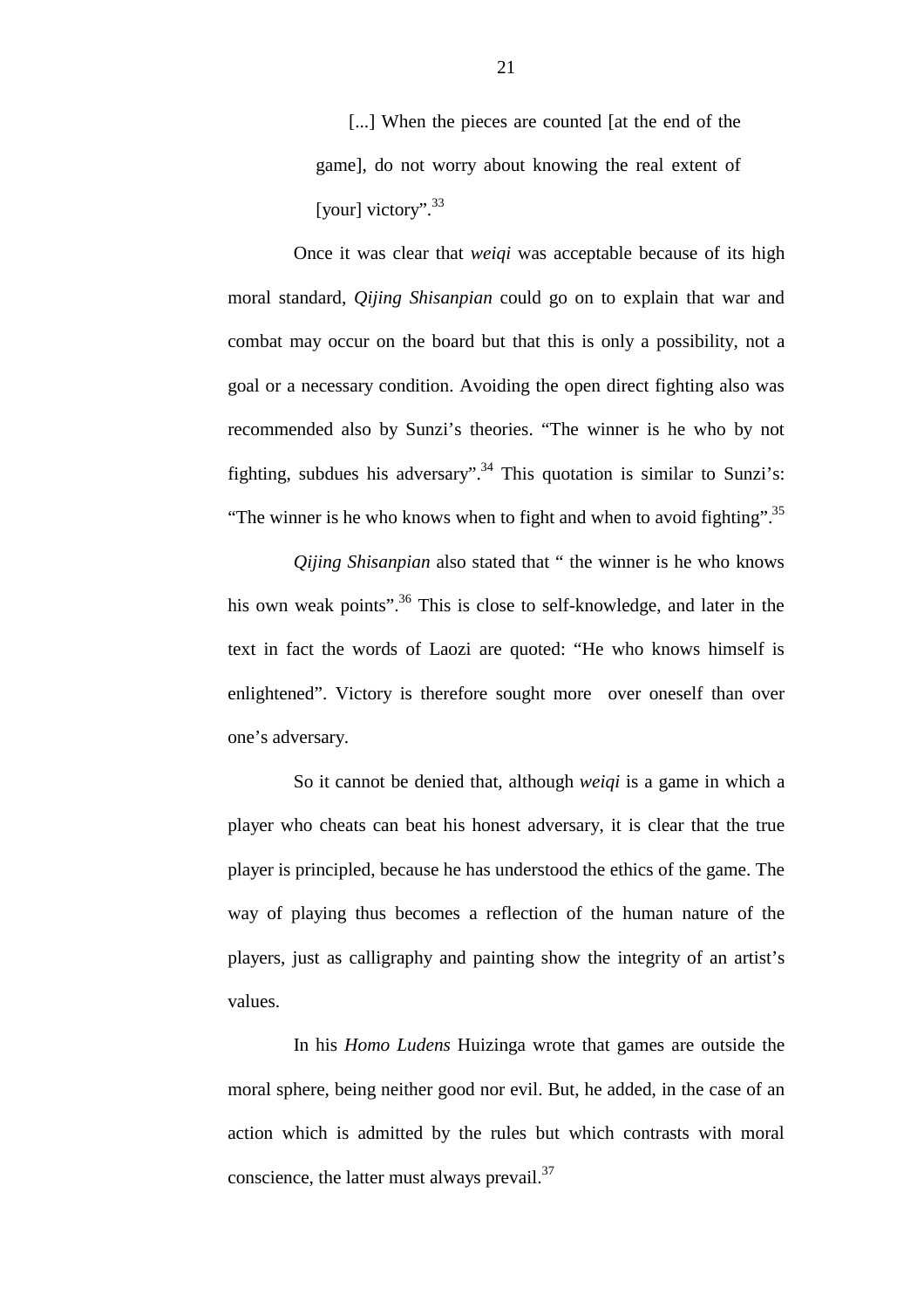> [...] When the pieces are counted [at the end of the game], do not worry about knowing the real extent of [your] victory".[33]

Once it was clear that *weiqi* was acceptable because of its high moral standard, *Qijing Shisanpian* could go on to explain that war and combat may occur on the board but that this is only a possibility, not a goal or a necessary condition. Avoiding the open direct fighting also was recommended also by Sunzi's theories. "The winner is he who by not fighting, subdues his adversary".[34] This quotation is similar to Sunzi's: "The winner is he who knows when to fight and when to avoid fighting".[35]

*Qijing Shisanpian* also stated that " the winner is he who knows his own weak points".[36] This is close to self-knowledge, and later in the text in fact the words of Laozi are quoted: "He who knows himself is enlightened". Victory is therefore sought more  over oneself than over one's adversary.

So it cannot be denied that, although *weiqi* is a game in which a player who cheats can beat his honest adversary, it is clear that the true player is principled, because he has understood the ethics of the game. The way of playing thus becomes a reflection of the human nature of the players, just as calligraphy and painting show the integrity of an artist's values.

In his *Homo Ludens* Huizinga wrote that games are outside the moral sphere, being neither good nor evil. But, he added, in the case of an action which is admitted by the rules but which contrasts with moral conscience, the latter must always prevail.[37]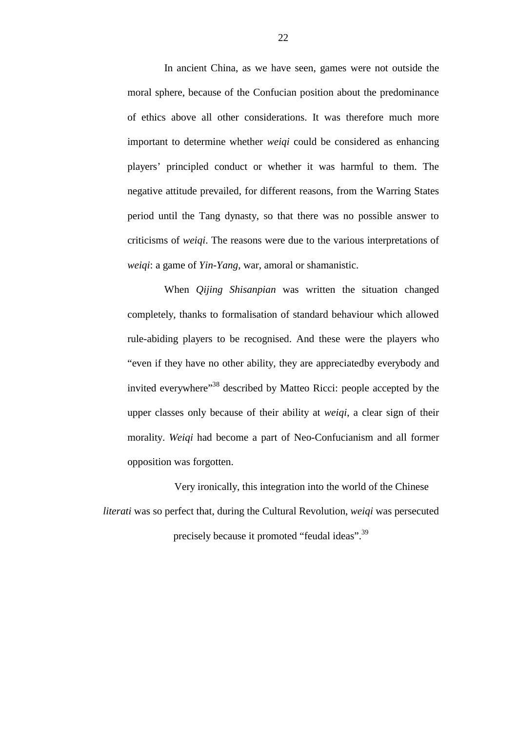In ancient China, as we have seen, games were not outside the moral sphere, because of the Confucian position about the predominance of ethics above all other considerations. It was therefore much more important to determine whether *weiqi* could be considered as enhancing players' principled conduct or whether it was harmful to them. The negative attitude prevailed, for different reasons, from the Warring States period until the Tang dynasty, so that there was no possible answer to criticisms of *weiqi*. The reasons were due to the various interpretations of *weiqi*: a game of *Yin-Yang*, war, amoral or shamanistic.

When *Qijing Shisanpian* was written the situation changed completely, thanks to formalisation of standard behaviour which allowed rule-abiding players to be recognised. And these were the players who "even if they have no other ability, they are appreciatedby everybody and invited everywhere"[38] described by Matteo Ricci: people accepted by the upper classes only because of their ability at *weiqi*, a clear sign of their morality. *Weiqi* had become a part of Neo-Confucianism and all former opposition was forgotten.

Very ironically, this integration into the world of the Chinese *literati* was so perfect that, during the Cultural Revolution, *weiqi* was persecuted precisely because it promoted "feudal ideas".[39]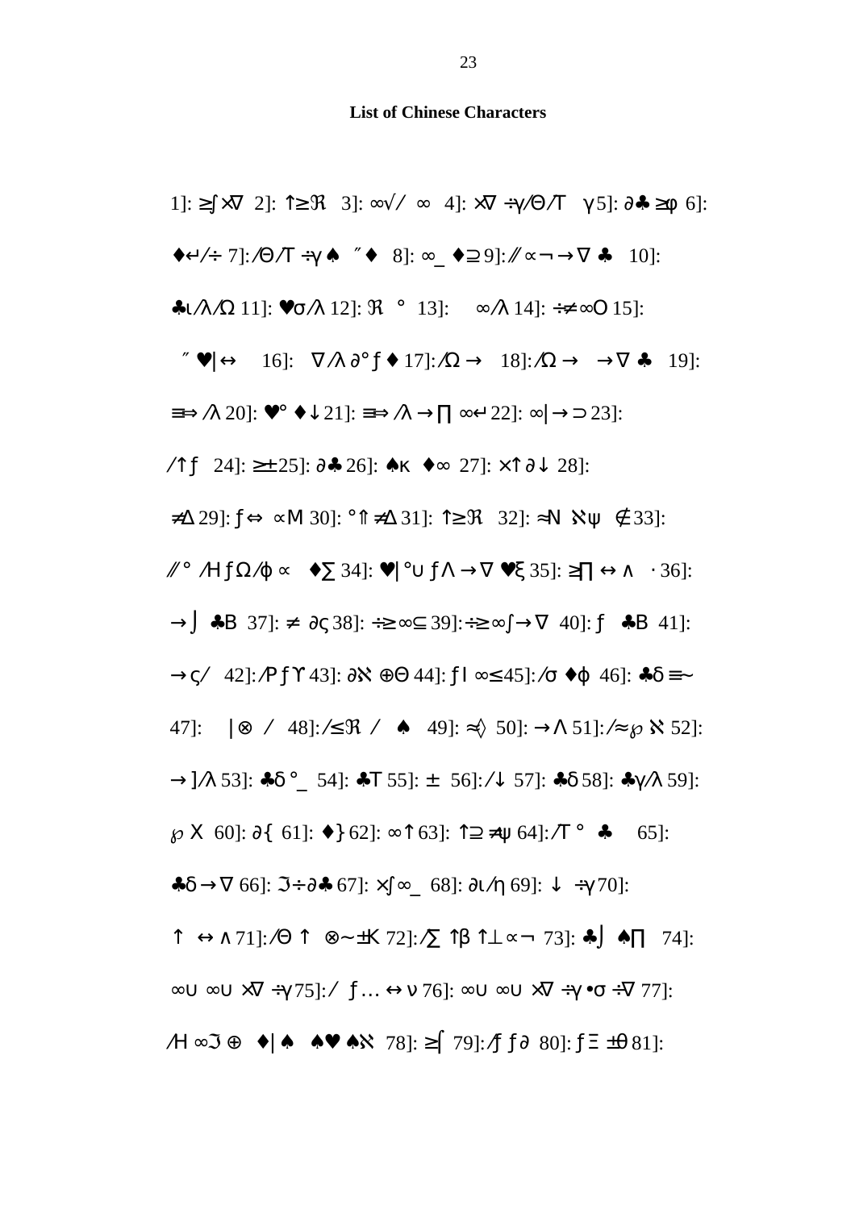**List of Chinese Characters**

1]: ≥∫×∇ 2]: ↑≥ℜ 3]: ∞√⁄ ∞ 4]: ×∇ ÷γ⁄Θ⁄Τ γ 5]: ∂♣ ≥φ 6]: ♦↵⁄÷ 7]: ⁄Θ⁄Τ ÷γ ♠ ″♦ 8]: ∞_ ♦⊇ 9]: ⁄⁄ ∝¬ →∇ ♣ 10]: ♣ι⁄λ⁄Ω 11]: ♥σ⁄λ 12]: ℜ ° 13]: ∞⁄λ 14]: ÷≠∞Ο 15]: ″♥|↔ 16]: ∇⁄λ ∂°ƒ♦ 17]: ⁄Ω → 18]: ⁄Ω → →∇ ♣ 19]: ≡⇒ ⁄λ 20]: ♥° ♦↓ 21]: ≡⇒ ⁄λ →∏ ∞↵ 22]: ∞|→⊃ 23]: ⁄↑ƒ 24]: ≥± 25]: ∂♣ 26]: ♠κ ♦∞ 27]: ×↑∂↓ 28]: ≠∆ 29]: ƒ⇔ ∝Μ 30]: °⇑≠∆ 31]: ↑≥ℜ 32]: ≈Ν ℵψ ∉ 33]: ⁄⁄° ⁄Η ƒΩ⁄φ ∝ ♦∑ 34]: ♥|°∪ ƒΛ →∇ ♥ξ 35]: ≥∏ ↔ ∧ · 36]: →⌡ ♣Β 37]: ≠ ∂ς 38]: ÷≥∞⊆ 39]: ÷≥∞∫→∇ 40]: ƒ ♣Β 41]: →ς⁄ 42]: ⁄Ρ ƒϒ 43]: ∂ℵ ⊕Θ 44]: ƒΙ ∞≤ 45]: ⁄σ ♦φ 46]: ♣δ ≡∼ 47]: |⊗ ⁄ 48]: ⁄≤ℜ ⁄ ♠ 49]: ≈〈 50]: →Λ 51]: ⁄≈℘ ℵ 52]: →]⁄λ 53]: ♣δ °_ 54]: ♣Τ 55]: ± 56]: ⁄↓ 57]: ♣δ 58]: ♣γ⁄λ 59]: ℘ Χ 60]: ∂{ 61]: ♦} 62]: ∞↑ 63]: ↑⊇ ≠ψ 64]: ⁄Τ ° ♣ 65]: ♣δ →∇ 66]: ℑ÷∂♣ 67]: ×∫∞_ 68]: ∂ι⁄η 69]: ↓ ÷γ 70]: ↑ ↔∧ 71]: ⁄Θ ↑ ⊗∼±Κ 72]: ⁄∑ ↑β ↑⊥∝¬ 73]: ♣⌡ ♠∏ 74]: ∞∪ ∞∪ ×∇ ÷γ 75]: ⁄ ƒ… ↔ν 76]: ∞∪ ∞∪ ×∇ ÷γ •σ ÷∇ 77]: ⁄Η ∞ℑ ⊕ ♦|♠ ♠♥ ♠ℵ 78]: ≥⌠ 79]: ⁄ƒ ƒ∂ 80]: ƒΞ ±θ 81]: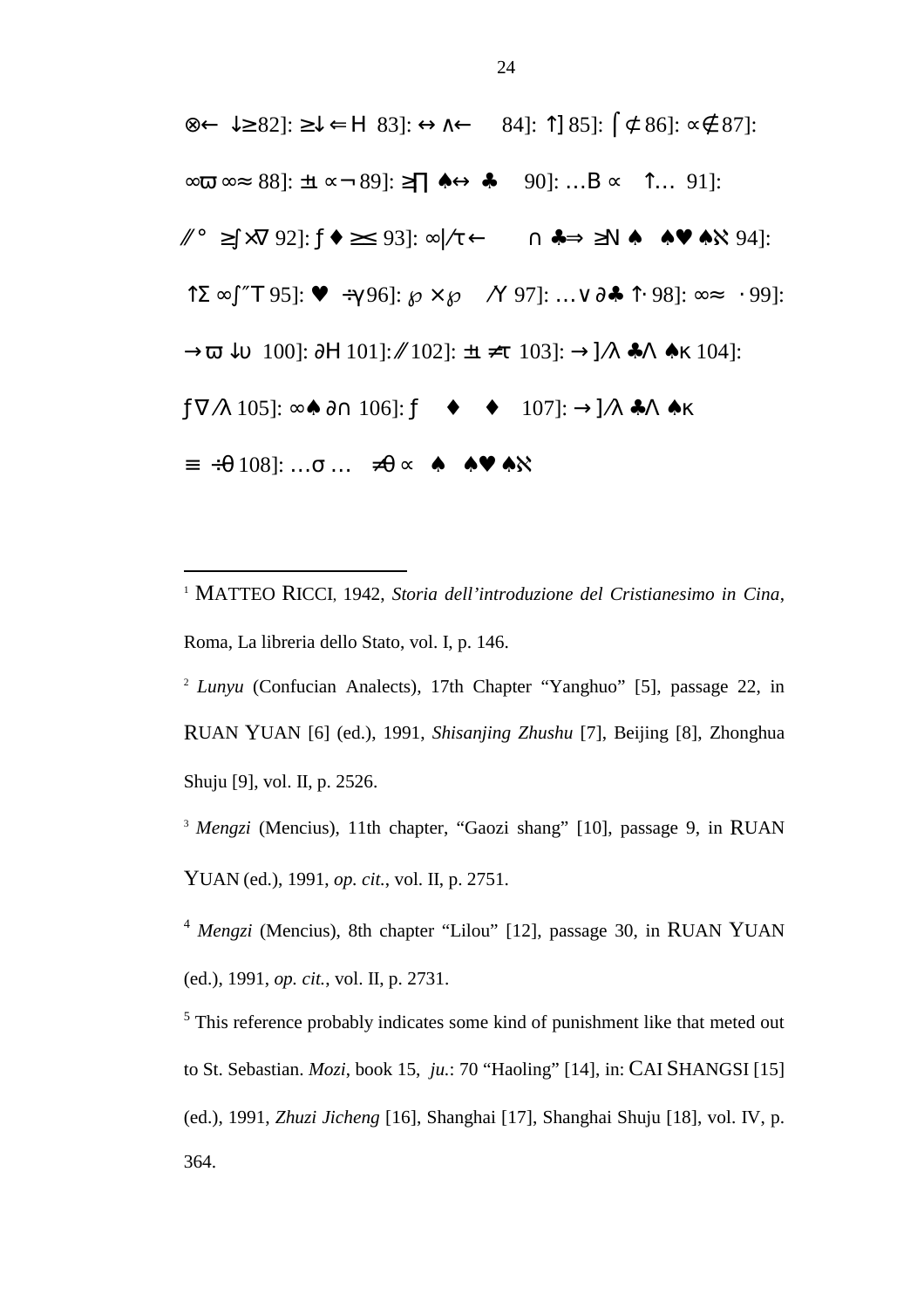⊗← ↓≥82]: ≥↓⇐H 83]: ↔ ∧← 84]: ↑] 85]: ⌠⊄86]: ∝∉87]:

∞ϖ∞≈ 88]: ±ι ∝¬89]: ≥∏ ♠↔ ♣ 90]: …Β ∝ ↑… 91]:

⁄⁄° ≥∫×∇ 92]: ƒ♦ ≍≤ 93]: ∞|⁄τ← ∩ ♣⇒ ≥Ν ♠ ♠♥ ♠ℵ 94]:

↑Σ ∞∫″Τ 95]: ♥ ÷γ96]: ℘ ×℘ ⁄Υ 97]: …∨∂♣ ↑· 98]: ∞≈ · 99]:

→ϖ ↓υ 100]: ∂Η 101]:⁄⁄102]: ±ι ≠τ 103]: →]⁄λ ♣Λ ♠κ 104]:

ƒ∇⁄λ 105]: ∞♠∂∩ 106]: ƒ ♦ ♦ 107]: →]⁄λ ♣Λ ♠κ

≡ ÷θ 108]: …σ… ≠θ ∝ ♠ ♠♥ ♠ℵ

---

[1] MATTEO RICCI, 1942, *Storia dell'introduzione del Cristianesimo in Cina*, Roma, La libreria dello Stato, vol. I, p. 146.

[2] *Lunyu* (Confucian Analects), 17th Chapter "Yanghuo" [5], passage 22, in RUAN YUAN [6] (ed.), 1991, *Shisanjing Zhushu* [7], Beijing [8], Zhonghua Shuju [9], vol. II, p. 2526.

[3] *Mengzi* (Mencius), 11th chapter, "Gaozi shang" [10], passage 9, in RUAN YUAN (ed.), 1991, *op. cit.*, vol. II, p. 2751.

[4] *Mengzi* (Mencius), 8th chapter "Lilou" [12], passage 30, in RUAN YUAN (ed.), 1991, *op. cit.*, vol. II, p. 2731.

[5] This reference probably indicates some kind of punishment like that meted out to St. Sebastian. *Mozi*, book 15, *ju.*: 70 "Haoling" [14], in: CAI SHANGSI [15] (ed.), 1991, *Zhuzi Jicheng* [16], Shanghai [17], Shanghai Shuju [18], vol. IV, p. 364.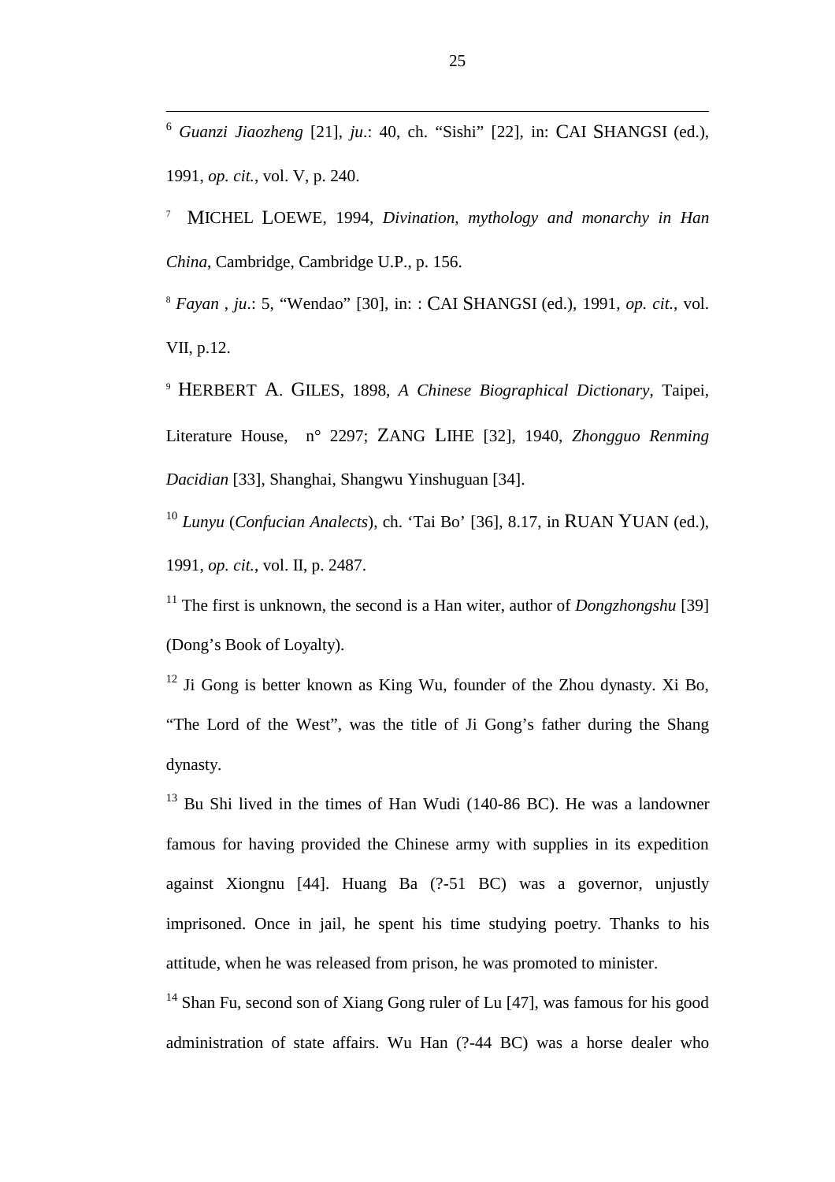[6] *Guanzi Jiaozheng* [21], *ju*.: 40, ch. "Sishi" [22], in: CAI SHANGSI (ed.), 1991, *op. cit.*, vol. V, p. 240.

[7] MICHEL LOEWE, 1994, *Divination, mythology and monarchy in Han China*, Cambridge, Cambridge U.P., p. 156.

[8] *Fayan* , *ju*.: 5, "Wendao" [30], in: : CAI SHANGSI (ed.), 1991, *op. cit.*, vol. VII, p.12.

[9] HERBERT A. GILES, 1898, *A Chinese Biographical Dictionary*, Taipei, Literature House, n° 2297; ZANG LIHE [32], 1940, *Zhongguo Renming Dacidian* [33], Shanghai, Shangwu Yinshuguan [34].

[10] *Lunyu* (*Confucian Analects*), ch. 'Tai Bo' [36], 8.17, in RUAN YUAN (ed.), 1991, *op. cit.*, vol. II, p. 2487.

[11] The first is unknown, the second is a Han witer, author of *Dongzhongshu* [39] (Dong's Book of Loyalty).

[12] Ji Gong is better known as King Wu, founder of the Zhou dynasty. Xi Bo, "The Lord of the West", was the title of Ji Gong's father during the Shang dynasty.

[13] Bu Shi lived in the times of Han Wudi (140-86 BC). He was a landowner famous for having provided the Chinese army with supplies in its expedition against Xiongnu [44]. Huang Ba (?-51 BC) was a governor, unjustly imprisoned. Once in jail, he spent his time studying poetry. Thanks to his attitude, when he was released from prison, he was promoted to minister.

[14] Shan Fu, second son of Xiang Gong ruler of Lu [47], was famous for his good administration of state affairs. Wu Han (?-44 BC) was a horse dealer who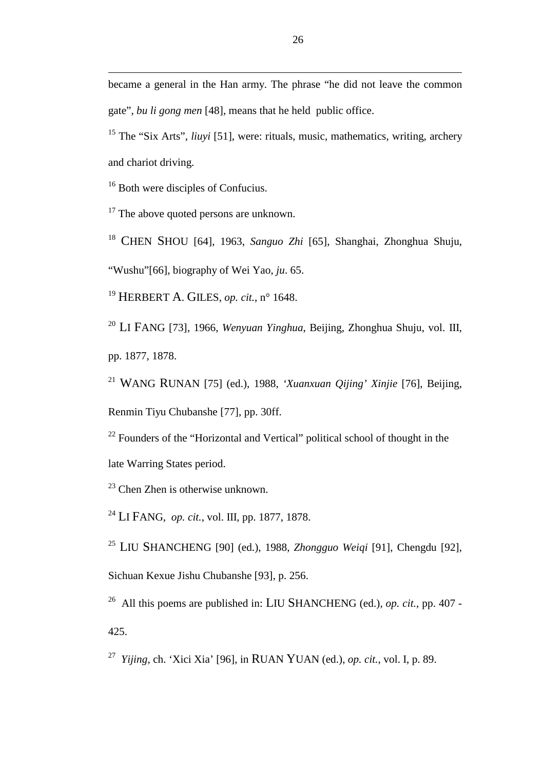became a general in the Han army. The phrase "he did not leave the common gate", *bu li gong men* [48], means that he held public office.

[15] The "Six Arts", *liuyi* [51], were: rituals, music, mathematics, writing, archery and chariot driving.

[16] Both were disciples of Confucius.

[17] The above quoted persons are unknown.

[18] CHEN SHOU [64], 1963, *Sanguo Zhi* [65], Shanghai, Zhonghua Shuju, "Wushu"[66], biography of Wei Yao, *ju*. 65.

[19] HERBERT A. GILES, *op. cit.*, n° 1648.

[20] LI FANG [73], 1966, *Wenyuan Yinghua*, Beijing, Zhonghua Shuju, vol. III, pp. 1877, 1878.

[21] WANG RUNAN [75] (ed.), 1988, *'Xuanxuan Qijing' Xinjie* [76], Beijing, Renmin Tiyu Chubanshe [77], pp. 30ff.

[22] Founders of the "Horizontal and Vertical" political school of thought in the late Warring States period.

[23] Chen Zhen is otherwise unknown.

[24] LI FANG, *op. cit.*, vol. III, pp. 1877, 1878.

[25] LIU SHANCHENG [90] (ed.), 1988, *Zhongguo Weiqi* [91], Chengdu [92], Sichuan Kexue Jishu Chubanshe [93], p. 256.

[26] All this poems are published in: LIU SHANCHENG (ed.), *op. cit.*, pp. 407 - 425.

[27] *Yijing*, ch. 'Xici Xia' [96], in RUAN YUAN (ed.), *op. cit.*, vol. I, p. 89.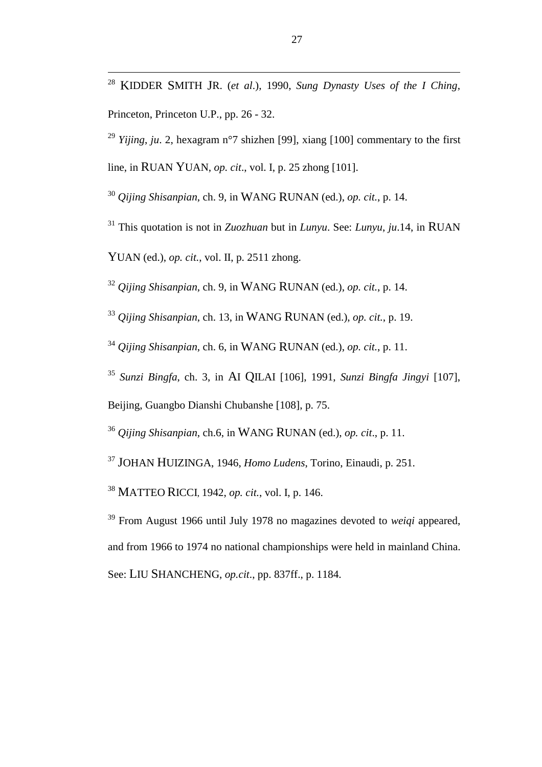[28] KIDDER SMITH JR. (*et al*.), 1990, *Sung Dynasty Uses of the I Ching*, Princeton, Princeton U.P., pp. 26 - 32.

[29] *Yijing*, *ju*. 2, hexagram n°7 shizhen [99], xiang [100] commentary to the first line, in RUAN YUAN, *op. cit*., vol. I, p. 25 zhong [101].

[30] *Qijing Shisanpian*, ch. 9, in WANG RUNAN (ed.), *op. cit.*, p. 14.

[31] This quotation is not in *Zuozhuan* but in *Lunyu*. See: *Lunyu*, *ju*.14, in RUAN YUAN (ed.), *op. cit.*, vol. II, p. 2511 zhong.

[32] *Qijing Shisanpian*, ch. 9, in WANG RUNAN (ed.), *op. cit.*, p. 14.

[33] *Qijing Shisanpian*, ch. 13, in WANG RUNAN (ed.), *op. cit.*, p. 19.

[34] *Qijing Shisanpian*, ch. 6, in WANG RUNAN (ed.), *op. cit.*, p. 11.

[35] *Sunzi Bingfa*, ch. 3, in AI QILAI [106], 1991, *Sunzi Bingfa Jingyi* [107], Beijing, Guangbo Dianshi Chubanshe [108], p. 75.

[36] *Qijing Shisanpian*, ch.6, in WANG RUNAN (ed.), *op. cit*., p. 11.

[37] JOHAN HUIZINGA, 1946, *Homo Ludens*, Torino, Einaudi, p. 251.

[38] MATTEO RICCI, 1942, *op. cit.*, vol. I, p. 146.

[39] From August 1966 until July 1978 no magazines devoted to *weiqi* appeared, and from 1966 to 1974 no national championships were held in mainland China. See: LIU SHANCHENG, *op.cit*., pp. 837ff., p. 1184.